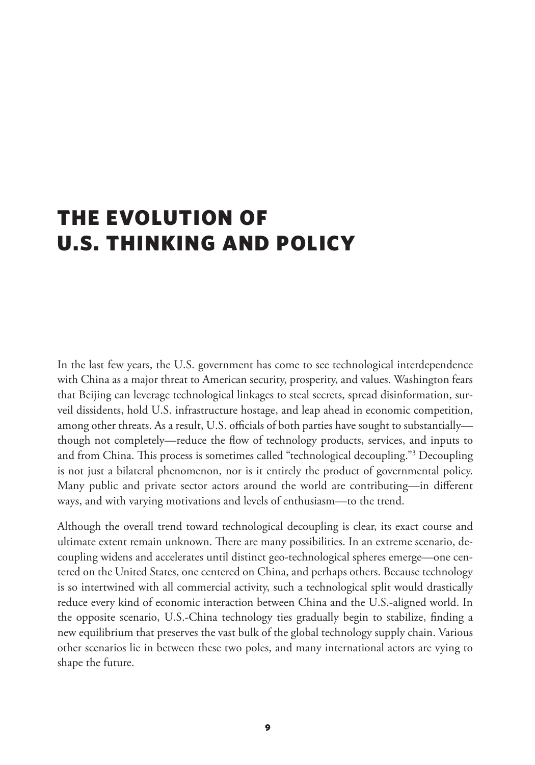# THE EVOLUTION OF U.S. THINKING AND POLICY

In the last few years, the U.S. government has come to see technological interdependence with China as a major threat to American security, prosperity, and values. Washington fears that Beijing can leverage technological linkages to steal secrets, spread disinformation, surveil dissidents, hold U.S. infrastructure hostage, and leap ahead in economic competition, among other threats. As a result, U.S. officials of both parties have sought to substantially—though not completely—reduce the flow of technology products, services, and inputs to and from China. This process is sometimes called "technological decoupling."[3] Decoupling is not just a bilateral phenomenon, nor is it entirely the product of governmental policy. Many public and private sector actors around the world are contributing—in different ways, and with varying motivations and levels of enthusiasm—to the trend.

Although the overall trend toward technological decoupling is clear, its exact course and ultimate extent remain unknown. There are many possibilities. In an extreme scenario, decoupling widens and accelerates until distinct geo-technological spheres emerge—one centered on the United States, one centered on China, and perhaps others. Because technology is so intertwined with all commercial activity, such a technological split would drastically reduce every kind of economic interaction between China and the U.S.-aligned world. In the opposite scenario, U.S.-China technology ties gradually begin to stabilize, finding a new equilibrium that preserves the vast bulk of the global technology supply chain. Various other scenarios lie in between these two poles, and many international actors are vying to shape the future.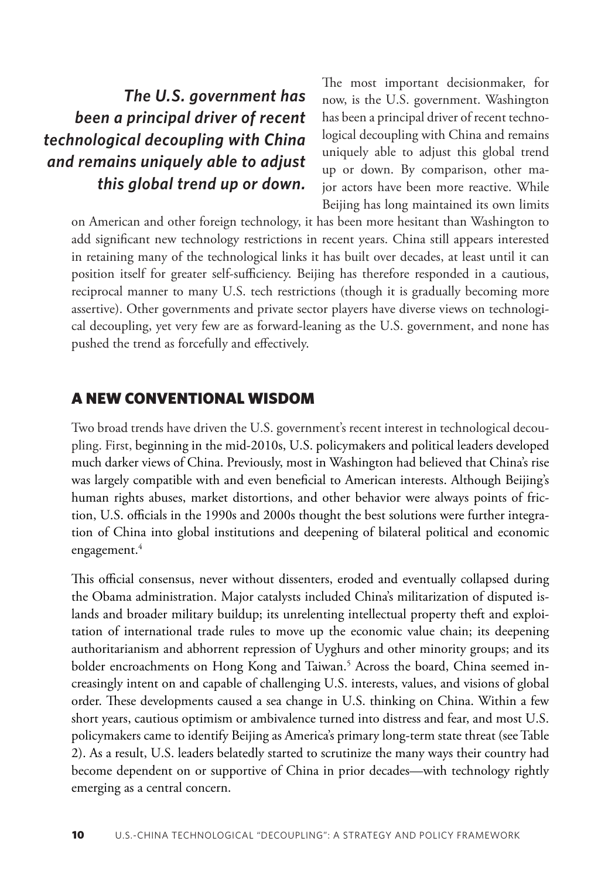*__The U.S. government has been a principal driver of recent technological decoupling with China and remains uniquely able to adjust this global trend up or down.__*

The most important decisionmaker, for now, is the U.S. government. Washington has been a principal driver of recent technological decoupling with China and remains uniquely able to adjust this global trend up or down. By comparison, other major actors have been more reactive. While Beijing has long maintained its own limits on American and other foreign technology, it has been more hesitant than Washington to add significant new technology restrictions in recent years. China still appears interested in retaining many of the technological links it has built over decades, at least until it can position itself for greater self-sufficiency. Beijing has therefore responded in a cautious, reciprocal manner to many U.S. tech restrictions (though it is gradually becoming more assertive). Other governments and private sector players have diverse views on technological decoupling, yet very few are as forward-leaning as the U.S. government, and none has pushed the trend as forcefully and effectively.

## A NEW CONVENTIONAL WISDOM

Two broad trends have driven the U.S. government's recent interest in technological decoupling. First, beginning in the mid-2010s, U.S. policymakers and political leaders developed much darker views of China. Previously, most in Washington had believed that China's rise was largely compatible with and even beneficial to American interests. Although Beijing's human rights abuses, market distortions, and other behavior were always points of friction, U.S. officials in the 1990s and 2000s thought the best solutions were further integration of China into global institutions and deepening of bilateral political and economic engagement.[4]

This official consensus, never without dissenters, eroded and eventually collapsed during the Obama administration. Major catalysts included China's militarization of disputed islands and broader military buildup; its unrelenting intellectual property theft and exploitation of international trade rules to move up the economic value chain; its deepening authoritarianism and abhorrent repression of Uyghurs and other minority groups; and its bolder encroachments on Hong Kong and Taiwan.[5] Across the board, China seemed increasingly intent on and capable of challenging U.S. interests, values, and visions of global order. These developments caused a sea change in U.S. thinking on China. Within a few short years, cautious optimism or ambivalence turned into distress and fear, and most U.S. policymakers came to identify Beijing as America's primary long-term state threat (see Table 2). As a result, U.S. leaders belatedly started to scrutinize the many ways their country had become dependent on or supportive of China in prior decades—with technology rightly emerging as a central concern.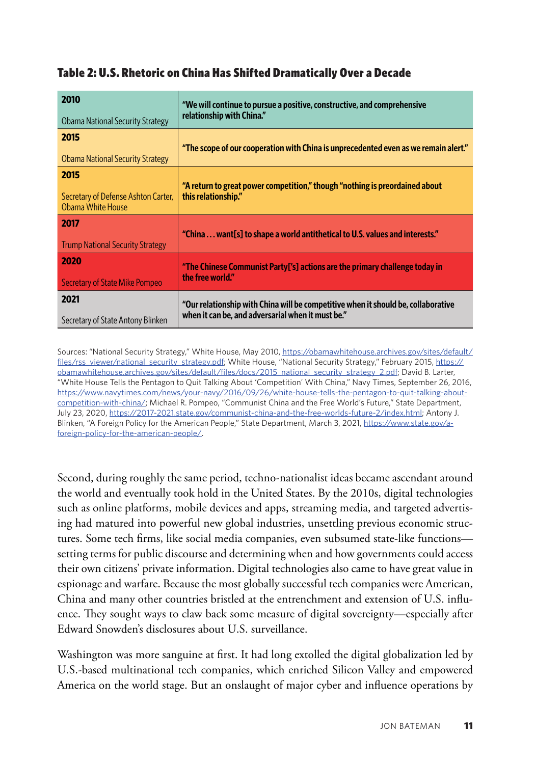**Table 2: U.S. Rhetoric on China Has Shifted Dramatically Over a Decade**

| Year / Source | Quote |
|---|---|
| **2010** Obama National Security Strategy | **"We will continue to pursue a positive, constructive, and comprehensive relationship with China."** |
| **2015** Obama National Security Strategy | **"The scope of our cooperation with China is unprecedented even as we remain alert."** |
| **2015** Secretary of Defense Ashton Carter, Obama White House | **"A return to great power competition," though "nothing is preordained about this relationship."** |
| **2017** Trump National Security Strategy | **"China . . . want[s] to shape a world antithetical to U.S. values and interests."** |
| **2020** Secretary of State Mike Pompeo | **"The Chinese Communist Party['s] actions are the primary challenge today in the free world."** |
| **2021** Secretary of State Antony Blinken | **"Our relationship with China will be competitive when it should be, collaborative when it can be, and adversarial when it must be."** |

Sources: "National Security Strategy," White House, May 2010, https://obamawhitehouse.archives.gov/sites/default/files/rss_viewer/national_security_strategy.pdf; White House, "National Security Strategy," February 2015, https://obamawhitehouse.archives.gov/sites/default/files/docs/2015_national_security_strategy_2.pdf; David B. Larter, "White House Tells the Pentagon to Quit Talking About 'Competition' With China," Navy Times, September 26, 2016, https://www.navytimes.com/news/your-navy/2016/09/26/white-house-tells-the-pentagon-to-quit-talking-about-competition-with-china/; Michael R. Pompeo, "Communist China and the Free World's Future," State Department, July 23, 2020, https://2017-2021.state.gov/communist-china-and-the-free-worlds-future-2/index.html; Antony J. Blinken, "A Foreign Policy for the American People," State Department, March 3, 2021, https://www.state.gov/a-foreign-policy-for-the-american-people/.

Second, during roughly the same period, techno-nationalist ideas became ascendant around the world and eventually took hold in the United States. By the 2010s, digital technologies such as online platforms, mobile devices and apps, streaming media, and targeted advertising had matured into powerful new global industries, unsettling previous economic structures. Some tech firms, like social media companies, even subsumed state-like functions—setting terms for public discourse and determining when and how governments could access their own citizens' private information. Digital technologies also came to have great value in espionage and warfare. Because the most globally successful tech companies were American, China and many other countries bristled at the entrenchment and extension of U.S. influence. They sought ways to claw back some measure of digital sovereignty—especially after Edward Snowden's disclosures about U.S. surveillance.

Washington was more sanguine at first. It had long extolled the digital globalization led by U.S.-based multinational tech companies, which enriched Silicon Valley and empowered America on the world stage. But an onslaught of major cyber and influence operations by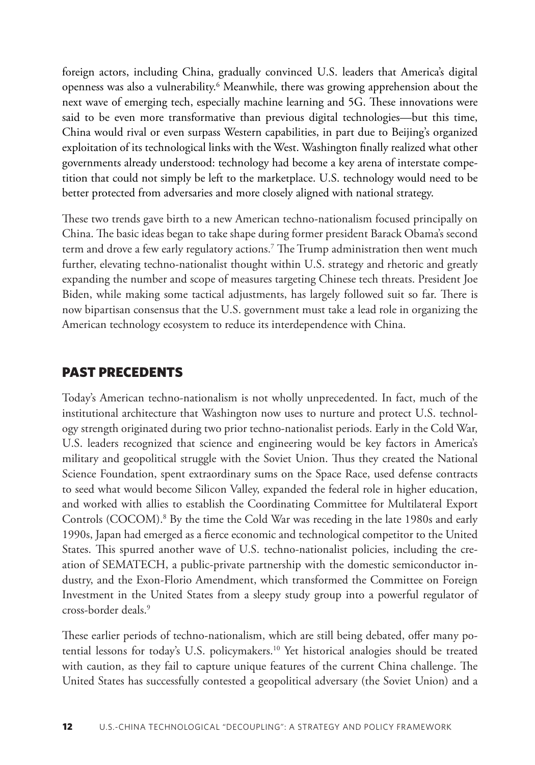foreign actors, including China, gradually convinced U.S. leaders that America's digital openness was also a vulnerability.[6] Meanwhile, there was growing apprehension about the next wave of emerging tech, especially machine learning and 5G. These innovations were said to be even more transformative than previous digital technologies—but this time, China would rival or even surpass Western capabilities, in part due to Beijing's organized exploitation of its technological links with the West. Washington finally realized what other governments already understood: technology had become a key arena of interstate competition that could not simply be left to the marketplace. U.S. technology would need to be better protected from adversaries and more closely aligned with national strategy.

These two trends gave birth to a new American techno-nationalism focused principally on China. The basic ideas began to take shape during former president Barack Obama's second term and drove a few early regulatory actions.[7] The Trump administration then went much further, elevating techno-nationalist thought within U.S. strategy and rhetoric and greatly expanding the number and scope of measures targeting Chinese tech threats. President Joe Biden, while making some tactical adjustments, has largely followed suit so far. There is now bipartisan consensus that the U.S. government must take a lead role in organizing the American technology ecosystem to reduce its interdependence with China.

## PAST PRECEDENTS

Today's American techno-nationalism is not wholly unprecedented. In fact, much of the institutional architecture that Washington now uses to nurture and protect U.S. technology strength originated during two prior techno-nationalist periods. Early in the Cold War, U.S. leaders recognized that science and engineering would be key factors in America's military and geopolitical struggle with the Soviet Union. Thus they created the National Science Foundation, spent extraordinary sums on the Space Race, used defense contracts to seed what would become Silicon Valley, expanded the federal role in higher education, and worked with allies to establish the Coordinating Committee for Multilateral Export Controls (COCOM).[8] By the time the Cold War was receding in the late 1980s and early 1990s, Japan had emerged as a fierce economic and technological competitor to the United States. This spurred another wave of U.S. techno-nationalist policies, including the creation of SEMATECH, a public-private partnership with the domestic semiconductor industry, and the Exon-Florio Amendment, which transformed the Committee on Foreign Investment in the United States from a sleepy study group into a powerful regulator of cross-border deals.[9]

These earlier periods of techno-nationalism, which are still being debated, offer many potential lessons for today's U.S. policymakers.[10] Yet historical analogies should be treated with caution, as they fail to capture unique features of the current China challenge. The United States has successfully contested a geopolitical adversary (the Soviet Union) and a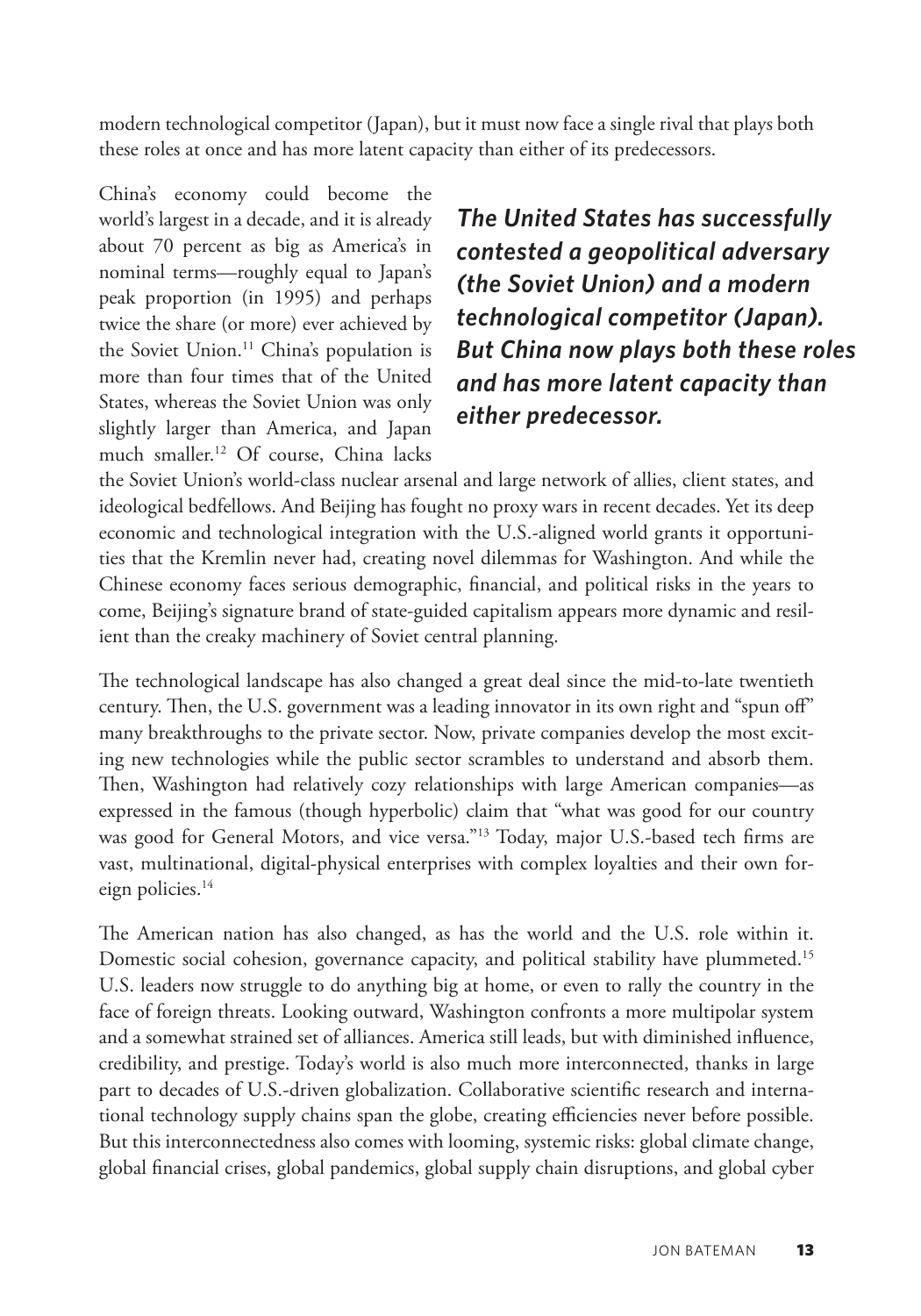modern technological competitor (Japan), but it must now face a single rival that plays both these roles at once and has more latent capacity than either of its predecessors.

> ***The United States has successfully contested a geopolitical adversary (the Soviet Union) and a modern technological competitor (Japan). But China now plays both these roles and has more latent capacity than either predecessor.***

China's economy could become the world's largest in a decade, and it is already about 70 percent as big as America's in nominal terms—roughly equal to Japan's peak proportion (in 1995) and perhaps twice the share (or more) ever achieved by the Soviet Union.[11] China's population is more than four times that of the United States, whereas the Soviet Union was only slightly larger than America, and Japan much smaller.[12] Of course, China lacks the Soviet Union's world-class nuclear arsenal and large network of allies, client states, and ideological bedfellows. And Beijing has fought no proxy wars in recent decades. Yet its deep economic and technological integration with the U.S.-aligned world grants it opportunities that the Kremlin never had, creating novel dilemmas for Washington. And while the Chinese economy faces serious demographic, financial, and political risks in the years to come, Beijing's signature brand of state-guided capitalism appears more dynamic and resilient than the creaky machinery of Soviet central planning.

The technological landscape has also changed a great deal since the mid-to-late twentieth century. Then, the U.S. government was a leading innovator in its own right and "spun off" many breakthroughs to the private sector. Now, private companies develop the most exciting new technologies while the public sector scrambles to understand and absorb them. Then, Washington had relatively cozy relationships with large American companies—as expressed in the famous (though hyperbolic) claim that "what was good for our country was good for General Motors, and vice versa."[13] Today, major U.S.-based tech firms are vast, multinational, digital-physical enterprises with complex loyalties and their own foreign policies.[14]

The American nation has also changed, as has the world and the U.S. role within it. Domestic social cohesion, governance capacity, and political stability have plummeted.[15] U.S. leaders now struggle to do anything big at home, or even to rally the country in the face of foreign threats. Looking outward, Washington confronts a more multipolar system and a somewhat strained set of alliances. America still leads, but with diminished influence, credibility, and prestige. Today's world is also much more interconnected, thanks in large part to decades of U.S.-driven globalization. Collaborative scientific research and international technology supply chains span the globe, creating efficiencies never before possible. But this interconnectedness also comes with looming, systemic risks: global climate change, global financial crises, global pandemics, global supply chain disruptions, and global cyber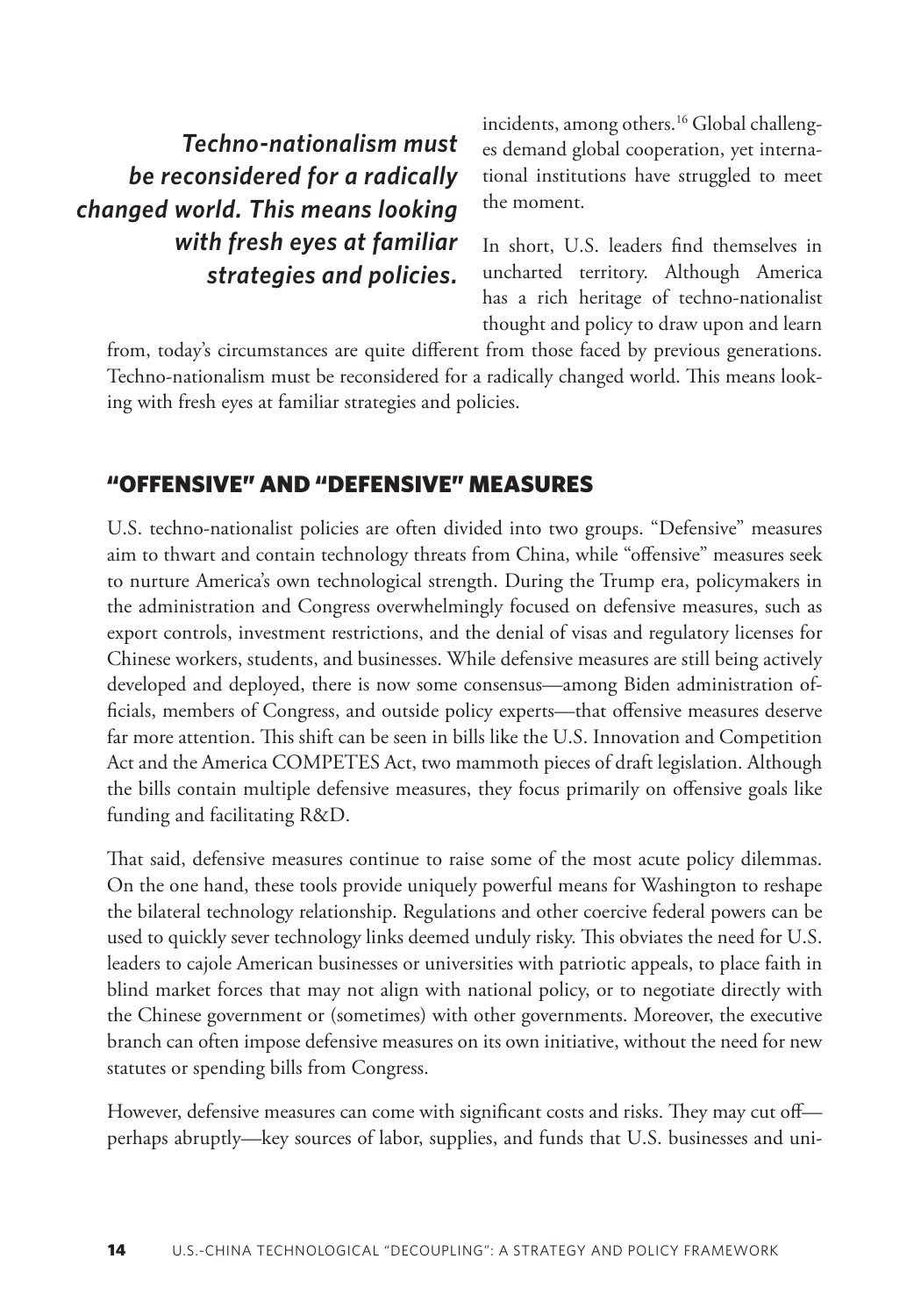*Techno-nationalism must be reconsidered for a radically changed world. This means looking with fresh eyes at familiar strategies and policies.*

incidents, among others.[16] Global challenges demand global cooperation, yet international institutions have struggled to meet the moment.

In short, U.S. leaders find themselves in uncharted territory. Although America has a rich heritage of techno-nationalist thought and policy to draw upon and learn from, today's circumstances are quite different from those faced by previous generations. Techno-nationalism must be reconsidered for a radically changed world. This means looking with fresh eyes at familiar strategies and policies.

## "OFFENSIVE" AND "DEFENSIVE" MEASURES

U.S. techno-nationalist policies are often divided into two groups. "Defensive" measures aim to thwart and contain technology threats from China, while "offensive" measures seek to nurture America's own technological strength. During the Trump era, policymakers in the administration and Congress overwhelmingly focused on defensive measures, such as export controls, investment restrictions, and the denial of visas and regulatory licenses for Chinese workers, students, and businesses. While defensive measures are still being actively developed and deployed, there is now some consensus—among Biden administration officials, members of Congress, and outside policy experts—that offensive measures deserve far more attention. This shift can be seen in bills like the U.S. Innovation and Competition Act and the America COMPETES Act, two mammoth pieces of draft legislation. Although the bills contain multiple defensive measures, they focus primarily on offensive goals like funding and facilitating R&D.

That said, defensive measures continue to raise some of the most acute policy dilemmas. On the one hand, these tools provide uniquely powerful means for Washington to reshape the bilateral technology relationship. Regulations and other coercive federal powers can be used to quickly sever technology links deemed unduly risky. This obviates the need for U.S. leaders to cajole American businesses or universities with patriotic appeals, to place faith in blind market forces that may not align with national policy, or to negotiate directly with the Chinese government or (sometimes) with other governments. Moreover, the executive branch can often impose defensive measures on its own initiative, without the need for new statutes or spending bills from Congress.

However, defensive measures can come with significant costs and risks. They may cut off—perhaps abruptly—key sources of labor, supplies, and funds that U.S. businesses and uni-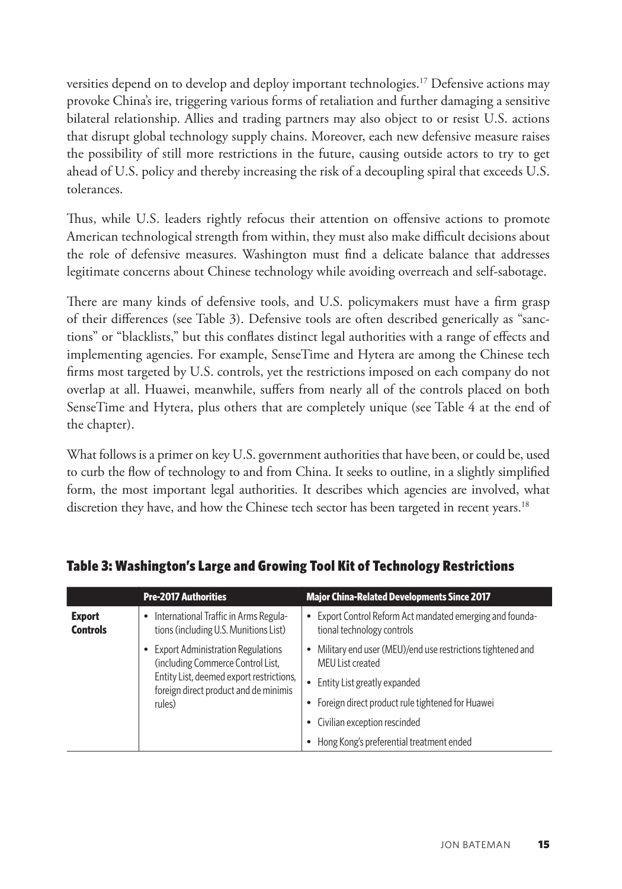versities depend on to develop and deploy important technologies.[17] Defensive actions may provoke China's ire, triggering various forms of retaliation and further damaging a sensitive bilateral relationship. Allies and trading partners may also object to or resist U.S. actions that disrupt global technology supply chains. Moreover, each new defensive measure raises the possibility of still more restrictions in the future, causing outside actors to try to get ahead of U.S. policy and thereby increasing the risk of a decoupling spiral that exceeds U.S. tolerances.

Thus, while U.S. leaders rightly refocus their attention on offensive actions to promote American technological strength from within, they must also make difficult decisions about the role of defensive measures. Washington must find a delicate balance that addresses legitimate concerns about Chinese technology while avoiding overreach and self-sabotage.

There are many kinds of defensive tools, and U.S. policymakers must have a firm grasp of their differences (see Table 3). Defensive tools are often described generically as "sanctions" or "blacklists," but this conflates distinct legal authorities with a range of effects and implementing agencies. For example, SenseTime and Hytera are among the Chinese tech firms most targeted by U.S. controls, yet the restrictions imposed on each company do not overlap at all. Huawei, meanwhile, suffers from nearly all of the controls placed on both SenseTime and Hytera, plus others that are completely unique (see Table 4 at the end of the chapter).

What follows is a primer on key U.S. government authorities that have been, or could be, used to curb the flow of technology to and from China. It seeks to outline, in a slightly simplified form, the most important legal authorities. It describes which agencies are involved, what discretion they have, and how the Chinese tech sector has been targeted in recent years.[18]

## Table 3: Washington's Large and Growing Tool Kit of Technology Restrictions

| | Pre-2017 Authorities | Major China-Related Developments Since 2017 |
|---|---|---|
| **Export Controls** | • International Traffic in Arms Regulations (including U.S. Munitions List)<br>• Export Administration Regulations (including Commerce Control List, Entity List, deemed export restrictions, foreign direct product and de minimis rules) | • Export Control Reform Act mandated emerging and foundational technology controls<br>• Military end user (MEU)/end use restrictions tightened and MEU List created<br>• Entity List greatly expanded<br>• Foreign direct product rule tightened for Huawei<br>• Civilian exception rescinded<br>• Hong Kong's preferential treatment ended |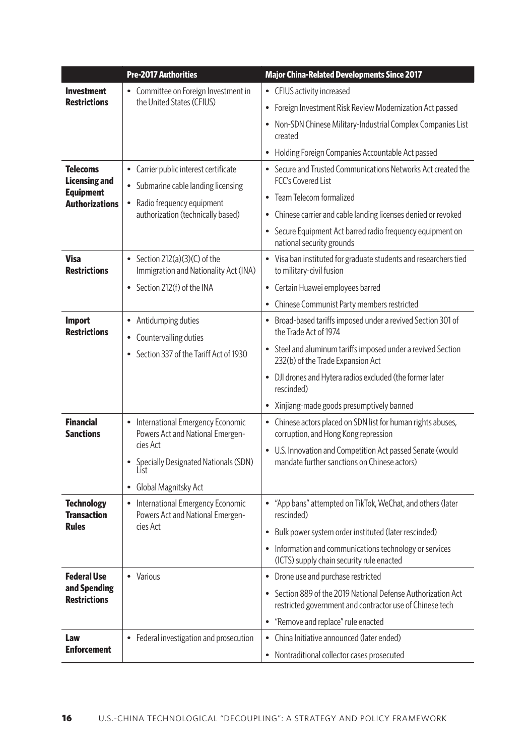| | Pre-2017 Authorities | Major China-Related Developments Since 2017 |
|---|---|---|
| **Investment Restrictions** | • Committee on Foreign Investment in the United States (CFIUS) | • CFIUS activity increased<br>• Foreign Investment Risk Review Modernization Act passed<br>• Non-SDN Chinese Military-Industrial Complex Companies List created<br>• Holding Foreign Companies Accountable Act passed |
| **Telecoms Licensing and Equipment Authorizations** | • Carrier public interest certificate<br>• Submarine cable landing licensing<br>• Radio frequency equipment authorization (technically based) | • Secure and Trusted Communications Networks Act created the FCC's Covered List<br>• Team Telecom formalized<br>• Chinese carrier and cable landing licenses denied or revoked<br>• Secure Equipment Act barred radio frequency equipment on national security grounds |
| **Visa Restrictions** | • Section 212(a)(3)(C) of the Immigration and Nationality Act (INA)<br>• Section 212(f) of the INA | • Visa ban instituted for graduate students and researchers tied to military-civil fusion<br>• Certain Huawei employees barred<br>• Chinese Communist Party members restricted |
| **Import Restrictions** | • Antidumping duties<br>• Countervailing duties<br>• Section 337 of the Tariff Act of 1930 | • Broad-based tariffs imposed under a revived Section 301 of the Trade Act of 1974<br>• Steel and aluminum tariffs imposed under a revived Section 232(b) of the Trade Expansion Act<br>• DJI drones and Hytera radios excluded (the former later rescinded)<br>• Xinjiang-made goods presumptively banned |
| **Financial Sanctions** | • International Emergency Economic Powers Act and National Emergencies Act<br>• Specially Designated Nationals (SDN) List<br>• Global Magnitsky Act | • Chinese actors placed on SDN list for human rights abuses, corruption, and Hong Kong repression<br>• U.S. Innovation and Competition Act passed Senate (would mandate further sanctions on Chinese actors) |
| **Technology Transaction Rules** | • International Emergency Economic Powers Act and National Emergencies Act | • "App bans" attempted on TikTok, WeChat, and others (later rescinded)<br>• Bulk power system order instituted (later rescinded)<br>• Information and communications technology or services (ICTS) supply chain security rule enacted |
| **Federal Use and Spending Restrictions** | • Various | • Drone use and purchase restricted<br>• Section 889 of the 2019 National Defense Authorization Act restricted government and contractor use of Chinese tech<br>• "Remove and replace" rule enacted |
| **Law Enforcement** | • Federal investigation and prosecution | • China Initiative announced (later ended)<br>• Nontraditional collector cases prosecuted |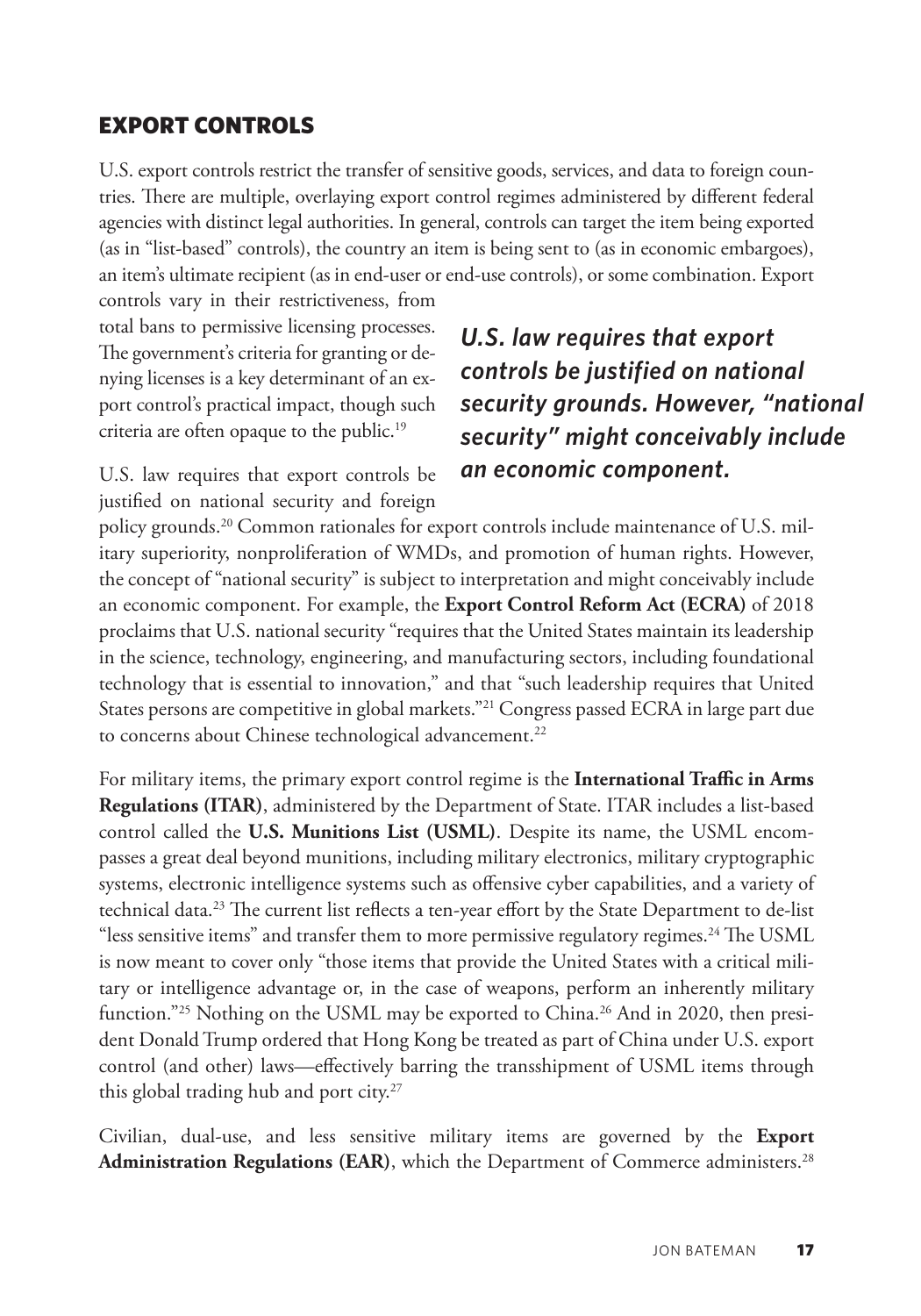## EXPORT CONTROLS

U.S. export controls restrict the transfer of sensitive goods, services, and data to foreign countries. There are multiple, overlaying export control regimes administered by different federal agencies with distinct legal authorities. In general, controls can target the item being exported (as in "list-based" controls), the country an item is being sent to (as in economic embargoes), an item's ultimate recipient (as in end-user or end-use controls), or some combination. Export controls vary in their restrictiveness, from total bans to permissive licensing processes. The government's criteria for granting or denying licenses is a key determinant of an export control's practical impact, though such criteria are often opaque to the public.[19]

> ***U.S. law requires that export controls be justified on national security grounds. However, "national security" might conceivably include an economic component.***

U.S. law requires that export controls be justified on national security and foreign policy grounds.[20] Common rationales for export controls include maintenance of U.S. military superiority, nonproliferation of WMDs, and promotion of human rights. However, the concept of "national security" is subject to interpretation and might conceivably include an economic component. For example, the **Export Control Reform Act (ECRA)** of 2018 proclaims that U.S. national security "requires that the United States maintain its leadership in the science, technology, engineering, and manufacturing sectors, including foundational technology that is essential to innovation," and that "such leadership requires that United States persons are competitive in global markets."[21] Congress passed ECRA in large part due to concerns about Chinese technological advancement.[22]

For military items, the primary export control regime is the **International Traffic in Arms Regulations (ITAR)**, administered by the Department of State. ITAR includes a list-based control called the **U.S. Munitions List (USML)**. Despite its name, the USML encompasses a great deal beyond munitions, including military electronics, military cryptographic systems, electronic intelligence systems such as offensive cyber capabilities, and a variety of technical data.[23] The current list reflects a ten-year effort by the State Department to de-list "less sensitive items" and transfer them to more permissive regulatory regimes.[24] The USML is now meant to cover only "those items that provide the United States with a critical military or intelligence advantage or, in the case of weapons, perform an inherently military function."[25] Nothing on the USML may be exported to China.[26] And in 2020, then president Donald Trump ordered that Hong Kong be treated as part of China under U.S. export control (and other) laws—effectively barring the transshipment of USML items through this global trading hub and port city.[27]

Civilian, dual-use, and less sensitive military items are governed by the **Export Administration Regulations (EAR)**, which the Department of Commerce administers.[28]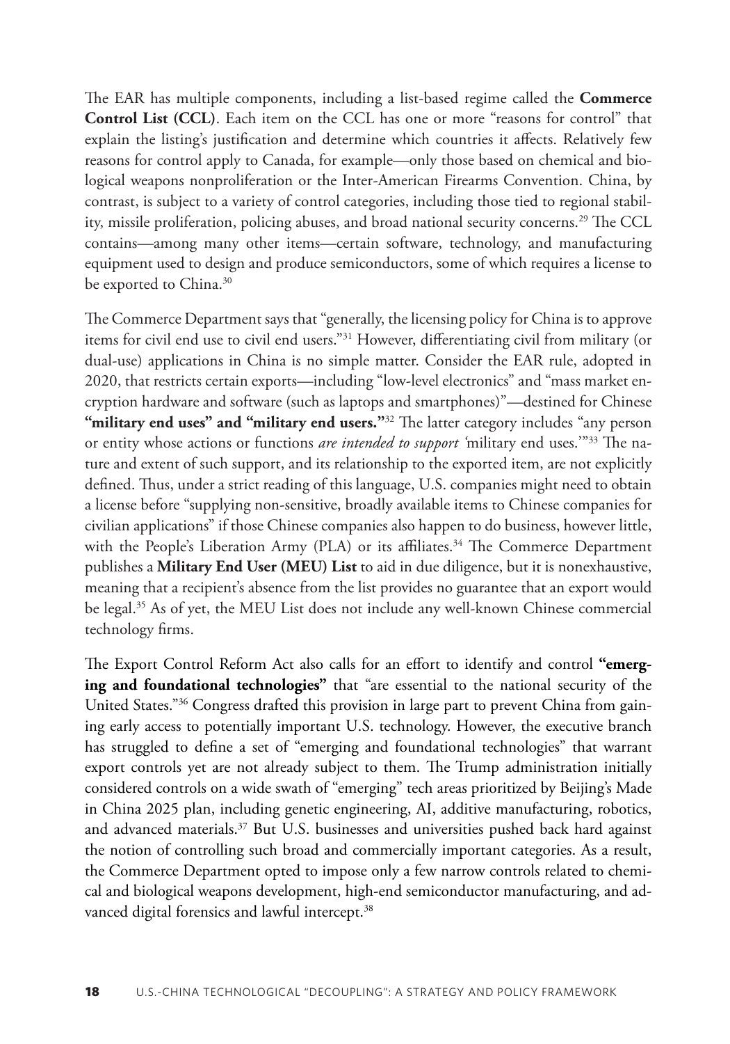The EAR has multiple components, including a list-based regime called the **Commerce Control List (CCL)**. Each item on the CCL has one or more "reasons for control" that explain the listing's justification and determine which countries it affects. Relatively few reasons for control apply to Canada, for example—only those based on chemical and biological weapons nonproliferation or the Inter-American Firearms Convention. China, by contrast, is subject to a variety of control categories, including those tied to regional stability, missile proliferation, policing abuses, and broad national security concerns.[29] The CCL contains—among many other items—certain software, technology, and manufacturing equipment used to design and produce semiconductors, some of which requires a license to be exported to China.[30]

The Commerce Department says that "generally, the licensing policy for China is to approve items for civil end use to civil end users."[31] However, differentiating civil from military (or dual-use) applications in China is no simple matter. Consider the EAR rule, adopted in 2020, that restricts certain exports—including "low-level electronics" and "mass market encryption hardware and software (such as laptops and smartphones)"—destined for Chinese **"military end uses" and "military end users."**[32] The latter category includes "any person or entity whose actions or functions *are intended to support* 'military end uses.'"[33] The nature and extent of such support, and its relationship to the exported item, are not explicitly defined. Thus, under a strict reading of this language, U.S. companies might need to obtain a license before "supplying non-sensitive, broadly available items to Chinese companies for civilian applications" if those Chinese companies also happen to do business, however little, with the People's Liberation Army (PLA) or its affiliates.[34] The Commerce Department publishes a **Military End User (MEU) List** to aid in due diligence, but it is nonexhaustive, meaning that a recipient's absence from the list provides no guarantee that an export would be legal.[35] As of yet, the MEU List does not include any well-known Chinese commercial technology firms.

The Export Control Reform Act also calls for an effort to identify and control **"emerging and foundational technologies"** that "are essential to the national security of the United States."[36] Congress drafted this provision in large part to prevent China from gaining early access to potentially important U.S. technology. However, the executive branch has struggled to define a set of "emerging and foundational technologies" that warrant export controls yet are not already subject to them. The Trump administration initially considered controls on a wide swath of "emerging" tech areas prioritized by Beijing's Made in China 2025 plan, including genetic engineering, AI, additive manufacturing, robotics, and advanced materials.[37] But U.S. businesses and universities pushed back hard against the notion of controlling such broad and commercially important categories. As a result, the Commerce Department opted to impose only a few narrow controls related to chemical and biological weapons development, high-end semiconductor manufacturing, and advanced digital forensics and lawful intercept.[38]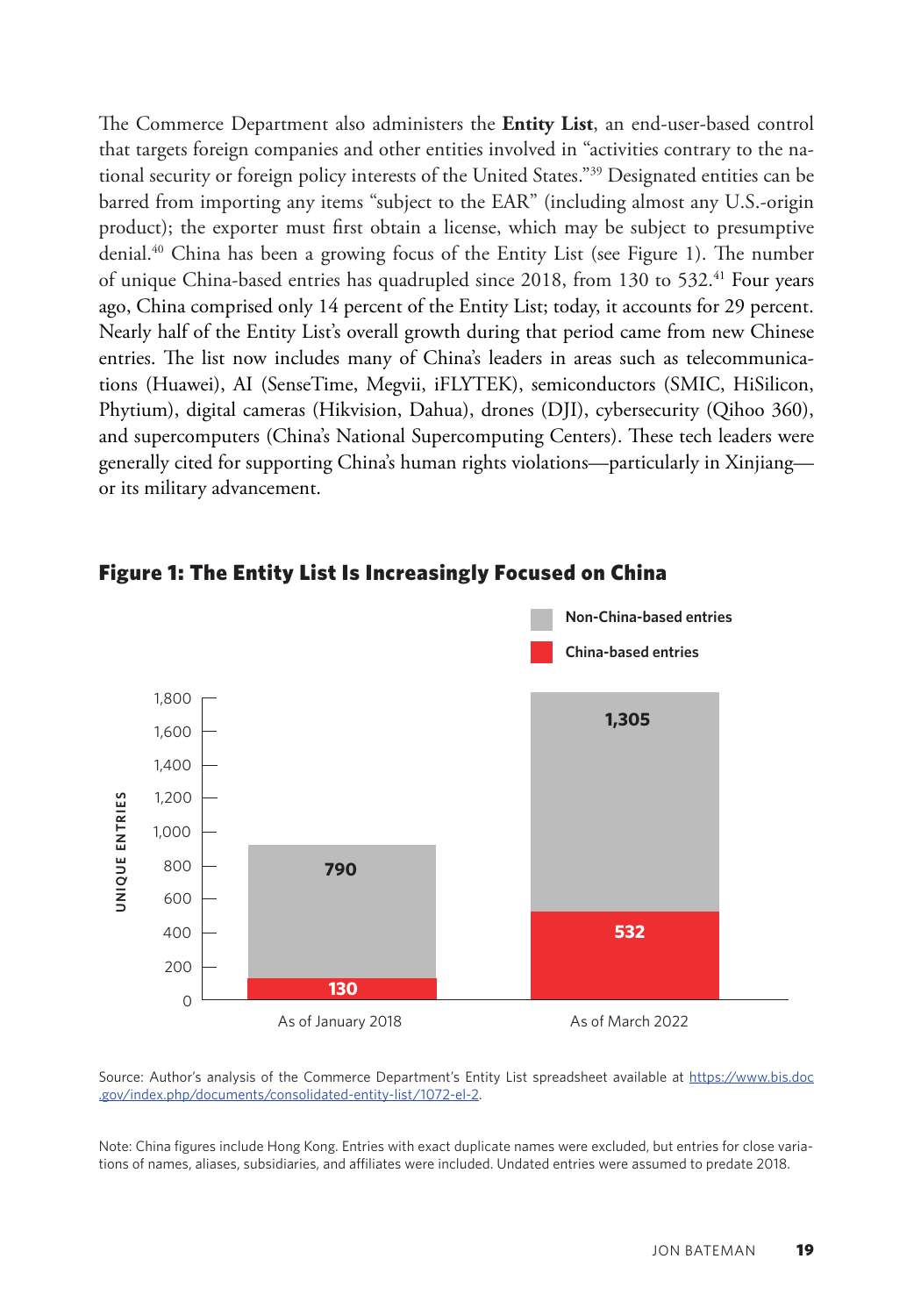The Commerce Department also administers the **Entity List**, an end-user-based control that targets foreign companies and other entities involved in "activities contrary to the national security or foreign policy interests of the United States."[39] Designated entities can be barred from importing any items "subject to the EAR" (including almost any U.S.-origin product); the exporter must first obtain a license, which may be subject to presumptive denial.[40] China has been a growing focus of the Entity List (see Figure 1). The number of unique China-based entries has quadrupled since 2018, from 130 to 532.[41] Four years ago, China comprised only 14 percent of the Entity List; today, it accounts for 29 percent. Nearly half of the Entity List's overall growth during that period came from new Chinese entries. The list now includes many of China's leaders in areas such as telecommunications (Huawei), AI (SenseTime, Megvii, iFLYTEK), semiconductors (SMIC, HiSilicon, Phytium), digital cameras (Hikvision, Dahua), drones (DJI), cybersecurity (Qihoo 360), and supercomputers (China's National Supercomputing Centers). These tech leaders were generally cited for supporting China's human rights violations—particularly in Xinjiang—or its military advancement.

**Figure 1: The Entity List Is Increasingly Focused on China**

| Unique entries | China-based entries | Non-China-based entries |
|---|---|---|
| As of January 2018 | 130 | 790 |
| As of March 2022 | 532 | 1,305 |

Source: Author's analysis of the Commerce Department's Entity List spreadsheet available at https://www.bis.doc.gov/index.php/documents/consolidated-entity-list/1072-el-2.

Note: China figures include Hong Kong. Entries with exact duplicate names were excluded, but entries for close variations of names, aliases, subsidiaries, and affiliates were included. Undated entries were assumed to predate 2018.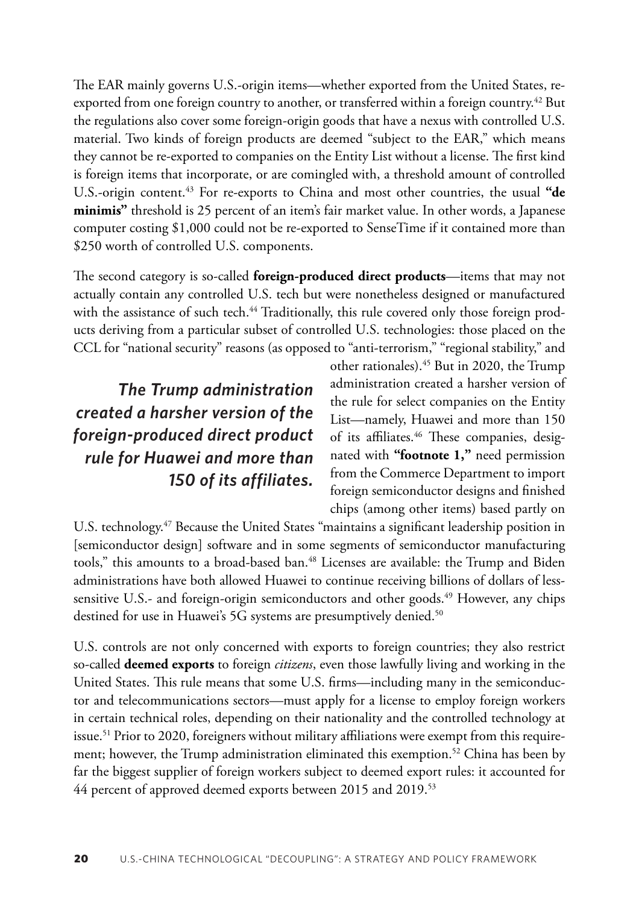The EAR mainly governs U.S.-origin items—whether exported from the United States, re-exported from one foreign country to another, or transferred within a foreign country.[42] But the regulations also cover some foreign-origin goods that have a nexus with controlled U.S. material. Two kinds of foreign products are deemed "subject to the EAR," which means they cannot be re-exported to companies on the Entity List without a license. The first kind is foreign items that incorporate, or are comingled with, a threshold amount of controlled U.S.-origin content.[43] For re-exports to China and most other countries, the usual **"de minimis"** threshold is 25 percent of an item's fair market value. In other words, a Japanese computer costing $1,000 could not be re-exported to SenseTime if it contained more than $250 worth of controlled U.S. components.

The second category is so-called **foreign-produced direct products**—items that may not actually contain any controlled U.S. tech but were nonetheless designed or manufactured with the assistance of such tech.[44] Traditionally, this rule covered only those foreign products deriving from a particular subset of controlled U.S. technologies: those placed on the CCL for "national security" reasons (as opposed to "anti-terrorism," "regional stability," and other rationales).[45] But in 2020, the Trump administration created a harsher version of the rule for select companies on the Entity List—namely, Huawei and more than 150 of its affiliates.[46] These companies, designated with **"footnote 1,"** need permission from the Commerce Department to import foreign semiconductor designs and finished chips (among other items) based partly on U.S. technology.[47] Because the United States "maintains a significant leadership position in [semiconductor design] software and in some segments of semiconductor manufacturing tools," this amounts to a broad-based ban.[48] Licenses are available: the Trump and Biden administrations have both allowed Huawei to continue receiving billions of dollars of less-sensitive U.S.- and foreign-origin semiconductors and other goods.[49] However, any chips destined for use in Huawei's 5G systems are presumptively denied.[50]

> ***The Trump administration created a harsher version of the foreign-produced direct product rule for Huawei and more than 150 of its affiliates.***

U.S. controls are not only concerned with exports to foreign countries; they also restrict so-called **deemed exports** to foreign *citizens*, even those lawfully living and working in the United States. This rule means that some U.S. firms—including many in the semiconductor and telecommunications sectors—must apply for a license to employ foreign workers in certain technical roles, depending on their nationality and the controlled technology at issue.[51] Prior to 2020, foreigners without military affiliations were exempt from this requirement; however, the Trump administration eliminated this exemption.[52] China has been by far the biggest supplier of foreign workers subject to deemed export rules: it accounted for 44 percent of approved deemed exports between 2015 and 2019.[53]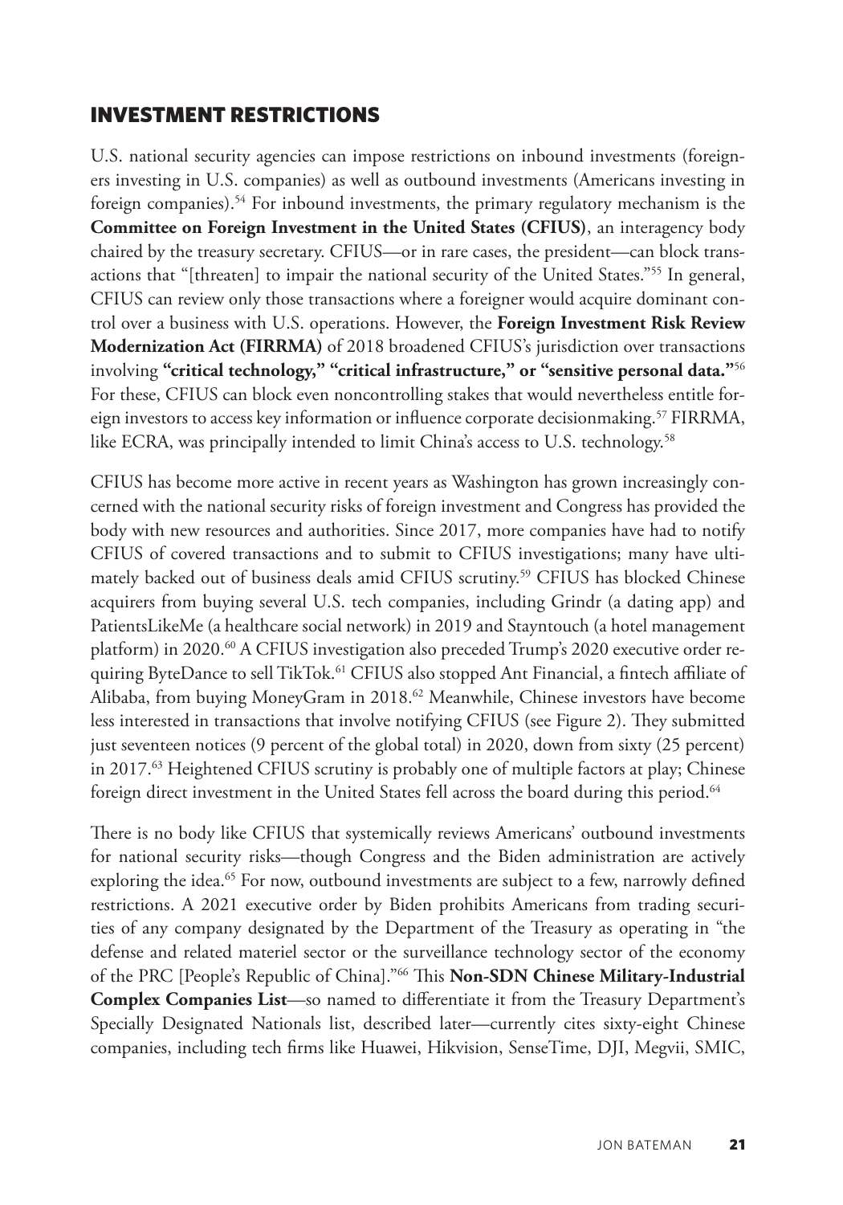## INVESTMENT RESTRICTIONS

U.S. national security agencies can impose restrictions on inbound investments (foreigners investing in U.S. companies) as well as outbound investments (Americans investing in foreign companies).[54] For inbound investments, the primary regulatory mechanism is the **Committee on Foreign Investment in the United States (CFIUS)**, an interagency body chaired by the treasury secretary. CFIUS—or in rare cases, the president—can block transactions that "[threaten] to impair the national security of the United States."[55] In general, CFIUS can review only those transactions where a foreigner would acquire dominant control over a business with U.S. operations. However, the **Foreign Investment Risk Review Modernization Act (FIRRMA)** of 2018 broadened CFIUS's jurisdiction over transactions involving **"critical technology," "critical infrastructure," or "sensitive personal data."**[56] For these, CFIUS can block even noncontrolling stakes that would nevertheless entitle foreign investors to access key information or influence corporate decisionmaking.[57] FIRRMA, like ECRA, was principally intended to limit China's access to U.S. technology.[58]

CFIUS has become more active in recent years as Washington has grown increasingly concerned with the national security risks of foreign investment and Congress has provided the body with new resources and authorities. Since 2017, more companies have had to notify CFIUS of covered transactions and to submit to CFIUS investigations; many have ultimately backed out of business deals amid CFIUS scrutiny.[59] CFIUS has blocked Chinese acquirers from buying several U.S. tech companies, including Grindr (a dating app) and PatientsLikeMe (a healthcare social network) in 2019 and Stayntouch (a hotel management platform) in 2020.[60] A CFIUS investigation also preceded Trump's 2020 executive order requiring ByteDance to sell TikTok.[61] CFIUS also stopped Ant Financial, a fintech affiliate of Alibaba, from buying MoneyGram in 2018.[62] Meanwhile, Chinese investors have become less interested in transactions that involve notifying CFIUS (see Figure 2). They submitted just seventeen notices (9 percent of the global total) in 2020, down from sixty (25 percent) in 2017.[63] Heightened CFIUS scrutiny is probably one of multiple factors at play; Chinese foreign direct investment in the United States fell across the board during this period.[64]

There is no body like CFIUS that systemically reviews Americans' outbound investments for national security risks—though Congress and the Biden administration are actively exploring the idea.[65] For now, outbound investments are subject to a few, narrowly defined restrictions. A 2021 executive order by Biden prohibits Americans from trading securities of any company designated by the Department of the Treasury as operating in "the defense and related materiel sector or the surveillance technology sector of the economy of the PRC [People's Republic of China]."[66] This **Non-SDN Chinese Military-Industrial Complex Companies List**—so named to differentiate it from the Treasury Department's Specially Designated Nationals list, described later—currently cites sixty-eight Chinese companies, including tech firms like Huawei, Hikvision, SenseTime, DJI, Megvii, SMIC,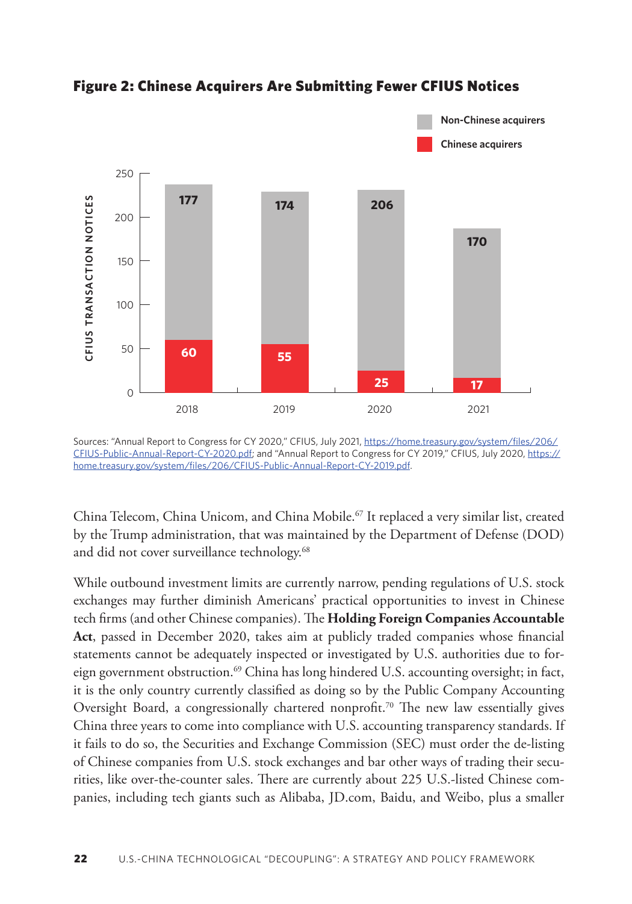**Figure 2: Chinese Acquirers Are Submitting Fewer CFIUS Notices**

| CFIUS Transaction Notices | 2018 | 2019 | 2020 | 2021 |
|---|---|---|---|---|
| Non-Chinese acquirers | 177 | 174 | 206 | 170 |
| Chinese acquirers | 60 | 55 | 25 | 17 |

Sources: "Annual Report to Congress for CY 2020," CFIUS, July 2021, https://home.treasury.gov/system/files/206/CFIUS-Public-Annual-Report-CY-2020.pdf; and "Annual Report to Congress for CY 2019," CFIUS, July 2020, https://home.treasury.gov/system/files/206/CFIUS-Public-Annual-Report-CY-2019.pdf.

China Telecom, China Unicom, and China Mobile.[67] It replaced a very similar list, created by the Trump administration, that was maintained by the Department of Defense (DOD) and did not cover surveillance technology.[68]

While outbound investment limits are currently narrow, pending regulations of U.S. stock exchanges may further diminish Americans' practical opportunities to invest in Chinese tech firms (and other Chinese companies). The **Holding Foreign Companies Accountable Act**, passed in December 2020, takes aim at publicly traded companies whose financial statements cannot be adequately inspected or investigated by U.S. authorities due to foreign government obstruction.[69] China has long hindered U.S. accounting oversight; in fact, it is the only country currently classified as doing so by the Public Company Accounting Oversight Board, a congressionally chartered nonprofit.[70] The new law essentially gives China three years to come into compliance with U.S. accounting transparency standards. If it fails to do so, the Securities and Exchange Commission (SEC) must order the de-listing of Chinese companies from U.S. stock exchanges and bar other ways of trading their securities, like over-the-counter sales. There are currently about 225 U.S.-listed Chinese companies, including tech giants such as Alibaba, JD.com, Baidu, and Weibo, plus a smaller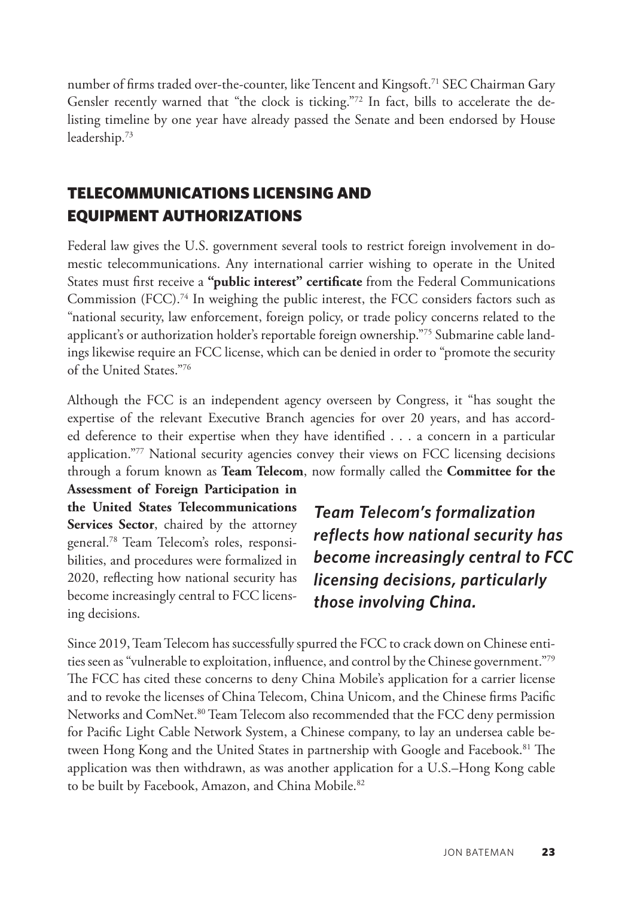number of firms traded over-the-counter, like Tencent and Kingsoft.[71] SEC Chairman Gary Gensler recently warned that "the clock is ticking."[72] In fact, bills to accelerate the delisting timeline by one year have already passed the Senate and been endorsed by House leadership.[73]

## TELECOMMUNICATIONS LICENSING AND EQUIPMENT AUTHORIZATIONS

Federal law gives the U.S. government several tools to restrict foreign involvement in domestic telecommunications. Any international carrier wishing to operate in the United States must first receive a **"public interest" certificate** from the Federal Communications Commission (FCC).[74] In weighing the public interest, the FCC considers factors such as "national security, law enforcement, foreign policy, or trade policy concerns related to the applicant's or authorization holder's reportable foreign ownership."[75] Submarine cable landings likewise require an FCC license, which can be denied in order to "promote the security of the United States."[76]

Although the FCC is an independent agency overseen by Congress, it "has sought the expertise of the relevant Executive Branch agencies for over 20 years, and has accorded deference to their expertise when they have identified . . . a concern in a particular application."[77] National security agencies convey their views on FCC licensing decisions through a forum known as **Team Telecom**, now formally called the **Committee for the Assessment of Foreign Participation in the United States Telecommunications Services Sector**, chaired by the attorney general.[78] Team Telecom's roles, responsibilities, and procedures were formalized in 2020, reflecting how national security has become increasingly central to FCC licensing decisions.

***Team Telecom's formalization reflects how national security has become increasingly central to FCC licensing decisions, particularly those involving China.***

Since 2019, Team Telecom has successfully spurred the FCC to crack down on Chinese entities seen as "vulnerable to exploitation, influence, and control by the Chinese government."[79] The FCC has cited these concerns to deny China Mobile's application for a carrier license and to revoke the licenses of China Telecom, China Unicom, and the Chinese firms Pacific Networks and ComNet.[80] Team Telecom also recommended that the FCC deny permission for Pacific Light Cable Network System, a Chinese company, to lay an undersea cable between Hong Kong and the United States in partnership with Google and Facebook.[81] The application was then withdrawn, as was another application for a U.S.–Hong Kong cable to be built by Facebook, Amazon, and China Mobile.[82]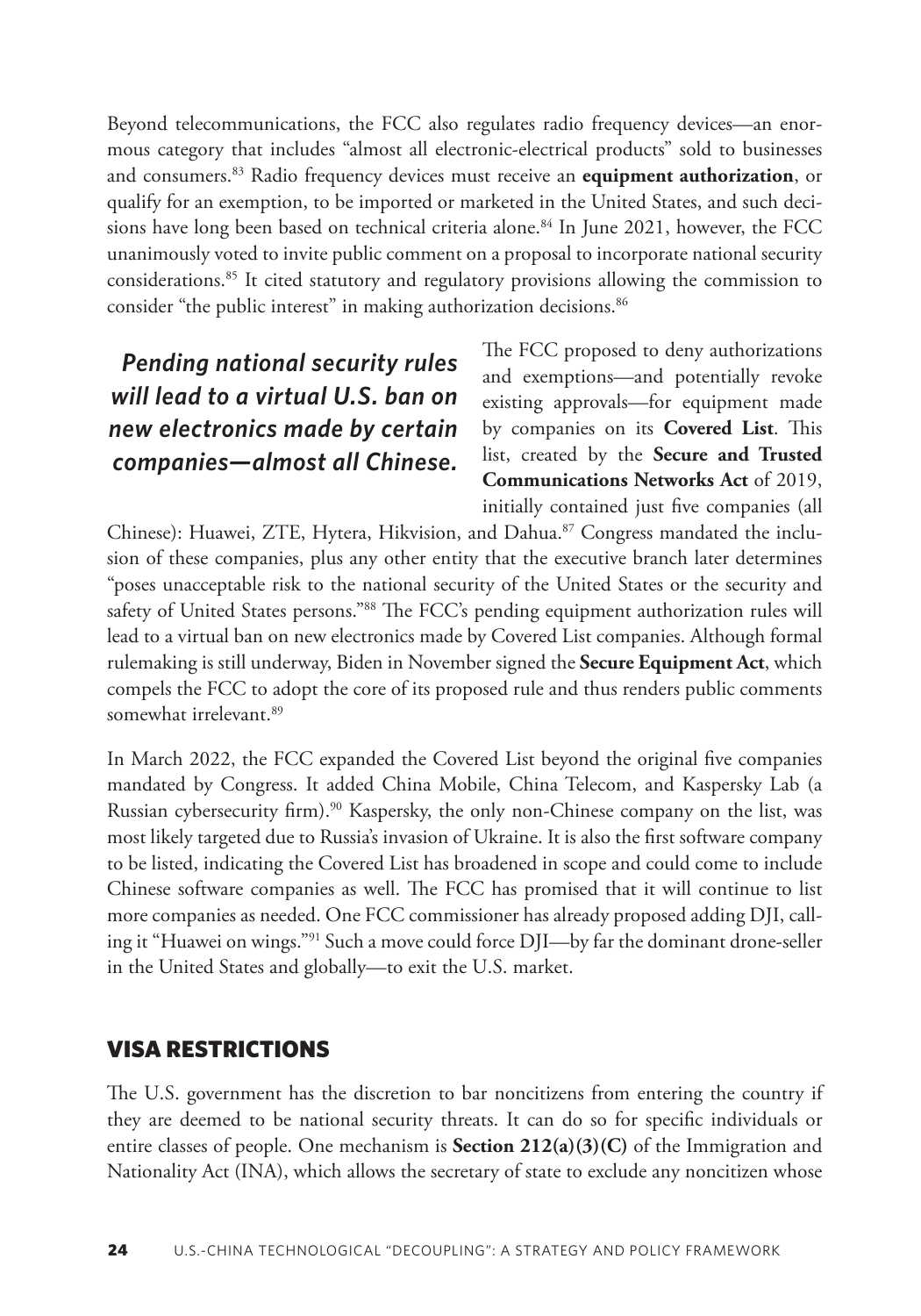Beyond telecommunications, the FCC also regulates radio frequency devices—an enormous category that includes "almost all electronic-electrical products" sold to businesses and consumers.[83] Radio frequency devices must receive an **equipment authorization**, or qualify for an exemption, to be imported or marketed in the United States, and such decisions have long been based on technical criteria alone.[84] In June 2021, however, the FCC unanimously voted to invite public comment on a proposal to incorporate national security considerations.[85] It cited statutory and regulatory provisions allowing the commission to consider "the public interest" in making authorization decisions.[86]

***Pending national security rules will lead to a virtual U.S. ban on new electronics made by certain companies—almost all Chinese.***

The FCC proposed to deny authorizations and exemptions—and potentially revoke existing approvals—for equipment made by companies on its **Covered List**. This list, created by the **Secure and Trusted Communications Networks Act** of 2019, initially contained just five companies (all Chinese): Huawei, ZTE, Hytera, Hikvision, and Dahua.[87] Congress mandated the inclusion of these companies, plus any other entity that the executive branch later determines "poses unacceptable risk to the national security of the United States or the security and safety of United States persons."[88] The FCC's pending equipment authorization rules will lead to a virtual ban on new electronics made by Covered List companies. Although formal rulemaking is still underway, Biden in November signed the **Secure Equipment Act**, which compels the FCC to adopt the core of its proposed rule and thus renders public comments somewhat irrelevant.[89]

In March 2022, the FCC expanded the Covered List beyond the original five companies mandated by Congress. It added China Mobile, China Telecom, and Kaspersky Lab (a Russian cybersecurity firm).[90] Kaspersky, the only non-Chinese company on the list, was most likely targeted due to Russia's invasion of Ukraine. It is also the first software company to be listed, indicating the Covered List has broadened in scope and could come to include Chinese software companies as well. The FCC has promised that it will continue to list more companies as needed. One FCC commissioner has already proposed adding DJI, calling it "Huawei on wings."[91] Such a move could force DJI—by far the dominant drone-seller in the United States and globally—to exit the U.S. market.

## VISA RESTRICTIONS

The U.S. government has the discretion to bar noncitizens from entering the country if they are deemed to be national security threats. It can do so for specific individuals or entire classes of people. One mechanism is **Section 212(a)(3)(C)** of the Immigration and Nationality Act (INA), which allows the secretary of state to exclude any noncitizen whose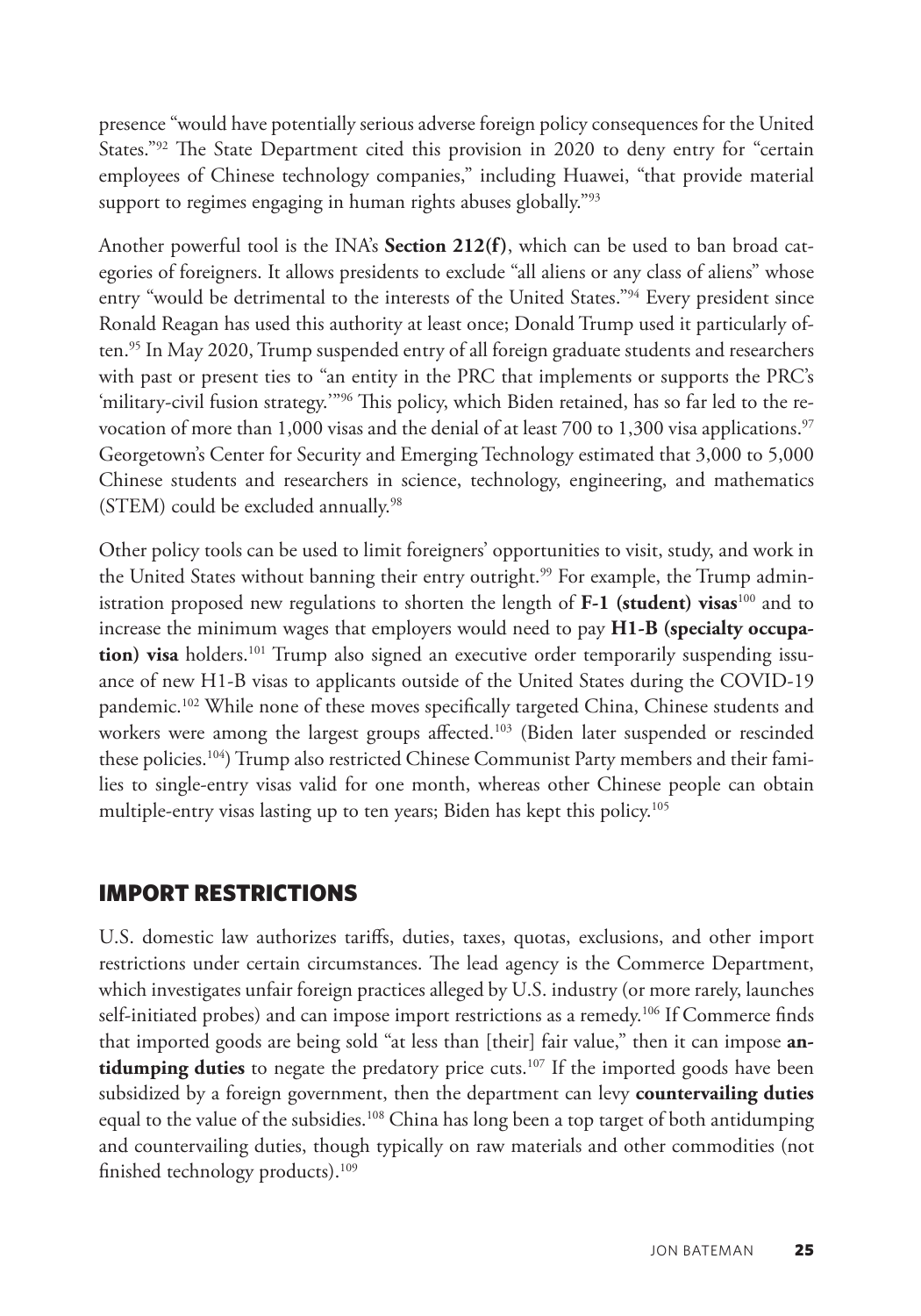presence "would have potentially serious adverse foreign policy consequences for the United States."[92] The State Department cited this provision in 2020 to deny entry for "certain employees of Chinese technology companies," including Huawei, "that provide material support to regimes engaging in human rights abuses globally."[93]

Another powerful tool is the INA's **Section 212(f)**, which can be used to ban broad categories of foreigners. It allows presidents to exclude "all aliens or any class of aliens" whose entry "would be detrimental to the interests of the United States."[94] Every president since Ronald Reagan has used this authority at least once; Donald Trump used it particularly often.[95] In May 2020, Trump suspended entry of all foreign graduate students and researchers with past or present ties to "an entity in the PRC that implements or supports the PRC's 'military-civil fusion strategy.'"[96] This policy, which Biden retained, has so far led to the revocation of more than 1,000 visas and the denial of at least 700 to 1,300 visa applications.[97] Georgetown's Center for Security and Emerging Technology estimated that 3,000 to 5,000 Chinese students and researchers in science, technology, engineering, and mathematics (STEM) could be excluded annually.[98]

Other policy tools can be used to limit foreigners' opportunities to visit, study, and work in the United States without banning their entry outright.[99] For example, the Trump administration proposed new regulations to shorten the length of **F-1 (student) visas**[100] and to increase the minimum wages that employers would need to pay **H1-B (specialty occupation) visa** holders.[101] Trump also signed an executive order temporarily suspending issuance of new H1-B visas to applicants outside of the United States during the COVID-19 pandemic.[102] While none of these moves specifically targeted China, Chinese students and workers were among the largest groups affected.[103] (Biden later suspended or rescinded these policies.[104]) Trump also restricted Chinese Communist Party members and their families to single-entry visas valid for one month, whereas other Chinese people can obtain multiple-entry visas lasting up to ten years; Biden has kept this policy.[105]

## IMPORT RESTRICTIONS

U.S. domestic law authorizes tariffs, duties, taxes, quotas, exclusions, and other import restrictions under certain circumstances. The lead agency is the Commerce Department, which investigates unfair foreign practices alleged by U.S. industry (or more rarely, launches self-initiated probes) and can impose import restrictions as a remedy.[106] If Commerce finds that imported goods are being sold "at less than [their] fair value," then it can impose **antidumping duties** to negate the predatory price cuts.[107] If the imported goods have been subsidized by a foreign government, then the department can levy **countervailing duties** equal to the value of the subsidies.[108] China has long been a top target of both antidumping and countervailing duties, though typically on raw materials and other commodities (not finished technology products).[109]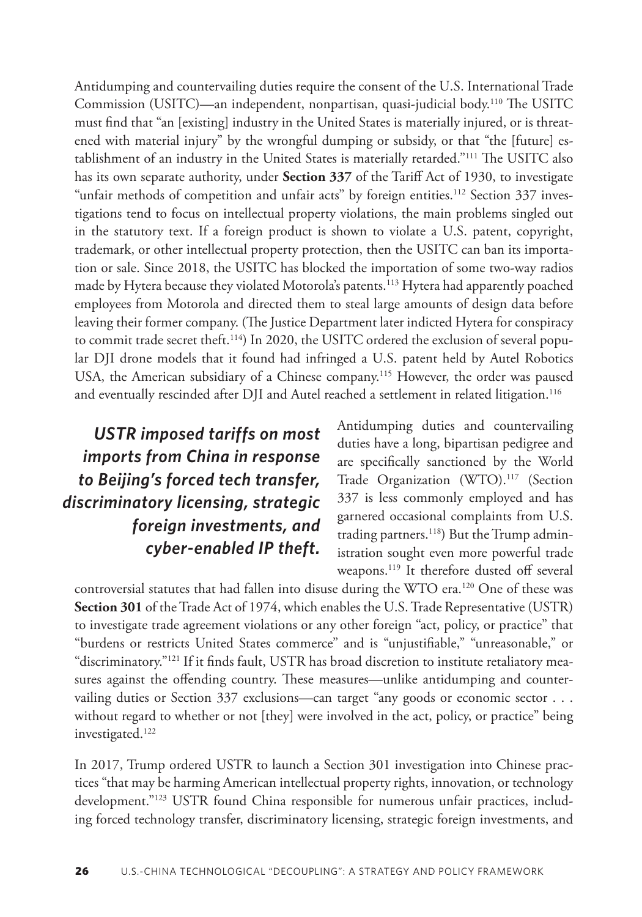Antidumping and countervailing duties require the consent of the U.S. International Trade Commission (USITC)—an independent, nonpartisan, quasi-judicial body.[110] The USITC must find that "an [existing] industry in the United States is materially injured, or is threatened with material injury" by the wrongful dumping or subsidy, or that "the [future] establishment of an industry in the United States is materially retarded."[111] The USITC also has its own separate authority, under **Section 337** of the Tariff Act of 1930, to investigate "unfair methods of competition and unfair acts" by foreign entities.[112] Section 337 investigations tend to focus on intellectual property violations, the main problems singled out in the statutory text. If a foreign product is shown to violate a U.S. patent, copyright, trademark, or other intellectual property protection, then the USITC can ban its importation or sale. Since 2018, the USITC has blocked the importation of some two-way radios made by Hytera because they violated Motorola's patents.[113] Hytera had apparently poached employees from Motorola and directed them to steal large amounts of design data before leaving their former company. (The Justice Department later indicted Hytera for conspiracy to commit trade secret theft.[114]) In 2020, the USITC ordered the exclusion of several popular DJI drone models that it found had infringed a U.S. patent held by Autel Robotics USA, the American subsidiary of a Chinese company.[115] However, the order was paused and eventually rescinded after DJI and Autel reached a settlement in related litigation.[116]

> ***USTR imposed tariffs on most imports from China in response to Beijing's forced tech transfer, discriminatory licensing, strategic foreign investments, and cyber-enabled IP theft.***

Antidumping duties and countervailing duties have a long, bipartisan pedigree and are specifically sanctioned by the World Trade Organization (WTO).[117] (Section 337 is less commonly employed and has garnered occasional complaints from U.S. trading partners.[118]) But the Trump administration sought even more powerful trade weapons.[119] It therefore dusted off several controversial statutes that had fallen into disuse during the WTO era.[120] One of these was **Section 301** of the Trade Act of 1974, which enables the U.S. Trade Representative (USTR) to investigate trade agreement violations or any other foreign "act, policy, or practice" that "burdens or restricts United States commerce" and is "unjustifiable," "unreasonable," or "discriminatory."[121] If it finds fault, USTR has broad discretion to institute retaliatory measures against the offending country. These measures—unlike antidumping and countervailing duties or Section 337 exclusions—can target "any goods or economic sector . . . without regard to whether or not [they] were involved in the act, policy, or practice" being investigated.[122]

In 2017, Trump ordered USTR to launch a Section 301 investigation into Chinese practices "that may be harming American intellectual property rights, innovation, or technology development."[123] USTR found China responsible for numerous unfair practices, including forced technology transfer, discriminatory licensing, strategic foreign investments, and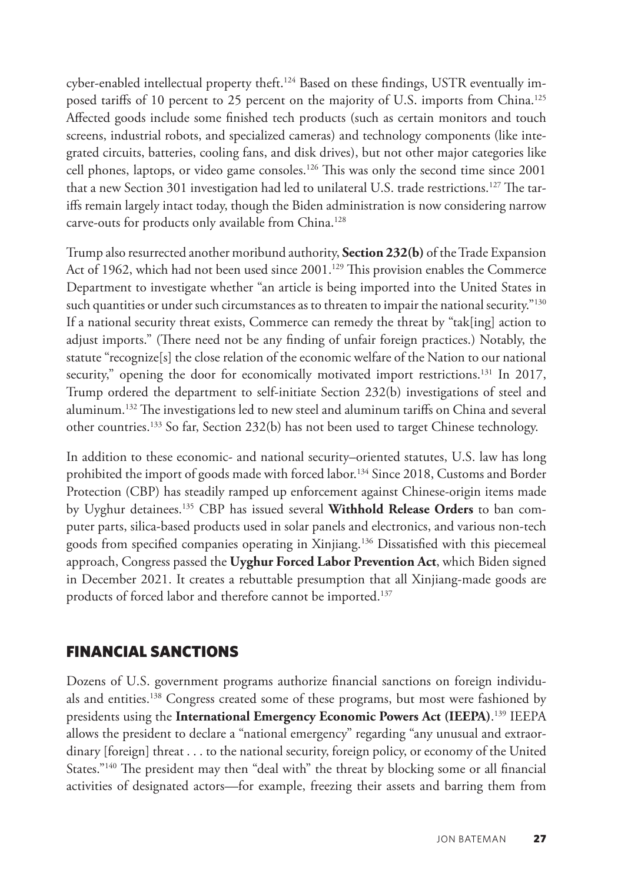cyber-enabled intellectual property theft.[124] Based on these findings, USTR eventually imposed tariffs of 10 percent to 25 percent on the majority of U.S. imports from China.[125] Affected goods include some finished tech products (such as certain monitors and touch screens, industrial robots, and specialized cameras) and technology components (like integrated circuits, batteries, cooling fans, and disk drives), but not other major categories like cell phones, laptops, or video game consoles.[126] This was only the second time since 2001 that a new Section 301 investigation had led to unilateral U.S. trade restrictions.[127] The tariffs remain largely intact today, though the Biden administration is now considering narrow carve-outs for products only available from China.[128]

Trump also resurrected another moribund authority, **Section 232(b)** of the Trade Expansion Act of 1962, which had not been used since 2001.[129] This provision enables the Commerce Department to investigate whether "an article is being imported into the United States in such quantities or under such circumstances as to threaten to impair the national security."[130] If a national security threat exists, Commerce can remedy the threat by "tak[ing] action to adjust imports." (There need not be any finding of unfair foreign practices.) Notably, the statute "recognize[s] the close relation of the economic welfare of the Nation to our national security," opening the door for economically motivated import restrictions.[131] In 2017, Trump ordered the department to self-initiate Section 232(b) investigations of steel and aluminum.[132] The investigations led to new steel and aluminum tariffs on China and several other countries.[133] So far, Section 232(b) has not been used to target Chinese technology.

In addition to these economic- and national security–oriented statutes, U.S. law has long prohibited the import of goods made with forced labor.[134] Since 2018, Customs and Border Protection (CBP) has steadily ramped up enforcement against Chinese-origin items made by Uyghur detainees.[135] CBP has issued several **Withhold Release Orders** to ban computer parts, silica-based products used in solar panels and electronics, and various non-tech goods from specified companies operating in Xinjiang.[136] Dissatisfied with this piecemeal approach, Congress passed the **Uyghur Forced Labor Prevention Act**, which Biden signed in December 2021. It creates a rebuttable presumption that all Xinjiang-made goods are products of forced labor and therefore cannot be imported.[137]

## FINANCIAL SANCTIONS

Dozens of U.S. government programs authorize financial sanctions on foreign individuals and entities.[138] Congress created some of these programs, but most were fashioned by presidents using the **International Emergency Economic Powers Act (IEEPA)**.[139] IEEPA allows the president to declare a "national emergency" regarding "any unusual and extraordinary [foreign] threat . . . to the national security, foreign policy, or economy of the United States."[140] The president may then "deal with" the threat by blocking some or all financial activities of designated actors—for example, freezing their assets and barring them from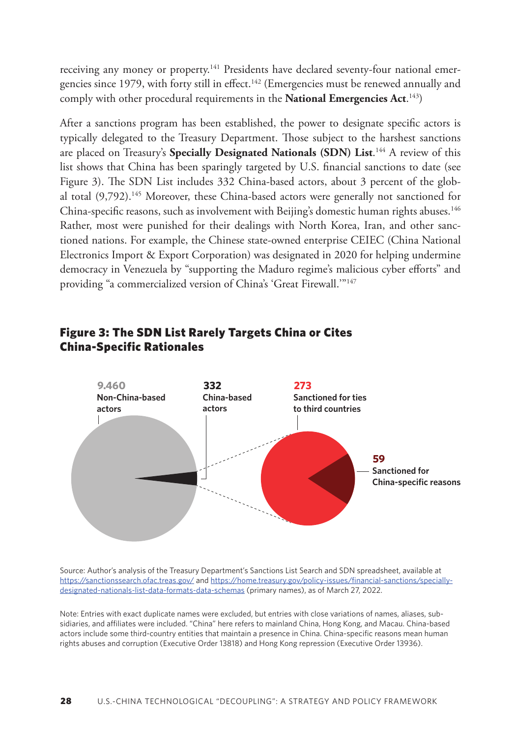receiving any money or property.[141] Presidents have declared seventy-four national emergencies since 1979, with forty still in effect.[142] (Emergencies must be renewed annually and comply with other procedural requirements in the **National Emergencies Act**.[143])

After a sanctions program has been established, the power to designate specific actors is typically delegated to the Treasury Department. Those subject to the harshest sanctions are placed on Treasury's **Specially Designated Nationals (SDN) List**.[144] A review of this list shows that China has been sparingly targeted by U.S. financial sanctions to date (see Figure 3). The SDN List includes 332 China-based actors, about 3 percent of the global total (9,792).[145] Moreover, these China-based actors were generally not sanctioned for China-specific reasons, such as involvement with Beijing's domestic human rights abuses.[146] Rather, most were punished for their dealings with North Korea, Iran, and other sanctioned nations. For example, the Chinese state-owned enterprise CEIEC (China National Electronics Import & Export Corporation) was designated in 2020 for helping undermine democracy in Venezuela by "supporting the Maduro regime's malicious cyber efforts" and providing "a commercialized version of China's 'Great Firewall.'"[147]

## Figure 3: The SDN List Rarely Targets China or Cites China-Specific Rationales

9.460 Non-China-based actors

332 China-based actors

273 Sanctioned for ties to third countries

59 Sanctioned for China-specific reasons

Source: Author's analysis of the Treasury Department's Sanctions List Search and SDN spreadsheet, available at https://sanctionssearch.ofac.treas.gov/ and https://home.treasury.gov/policy-issues/financial-sanctions/specially-designated-nationals-list-data-formats-data-schemas (primary names), as of March 27, 2022.

Note: Entries with exact duplicate names were excluded, but entries with close variations of names, aliases, subsidiaries, and affiliates were included. "China" here refers to mainland China, Hong Kong, and Macau. China-based actors include some third-country entities that maintain a presence in China. China-specific reasons mean human rights abuses and corruption (Executive Order 13818) and Hong Kong repression (Executive Order 13936).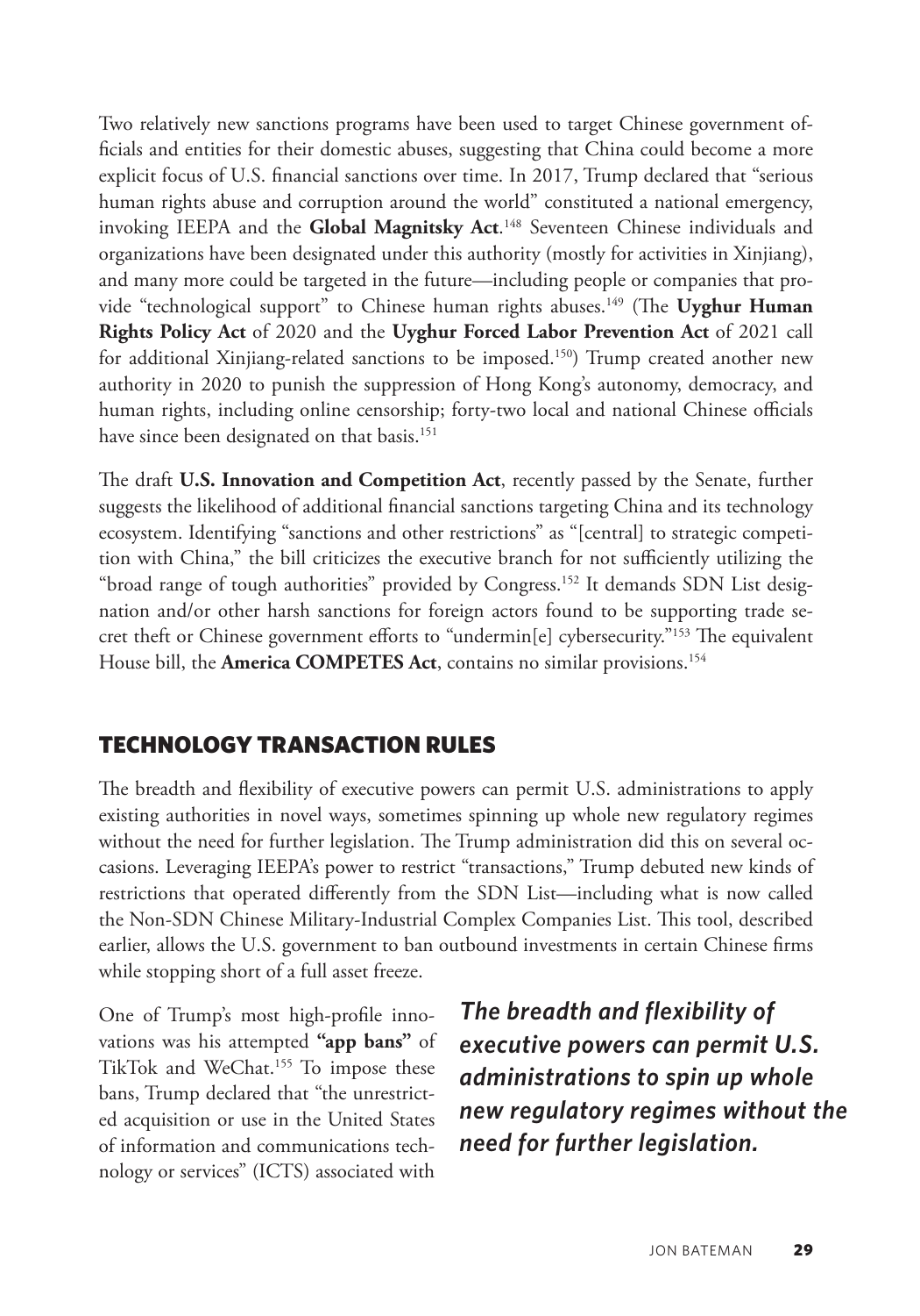Two relatively new sanctions programs have been used to target Chinese government officials and entities for their domestic abuses, suggesting that China could become a more explicit focus of U.S. financial sanctions over time. In 2017, Trump declared that "serious human rights abuse and corruption around the world" constituted a national emergency, invoking IEEPA and the **Global Magnitsky Act**.[148] Seventeen Chinese individuals and organizations have been designated under this authority (mostly for activities in Xinjiang), and many more could be targeted in the future—including people or companies that provide "technological support" to Chinese human rights abuses.[149] (The **Uyghur Human Rights Policy Act** of 2020 and the **Uyghur Forced Labor Prevention Act** of 2021 call for additional Xinjiang-related sanctions to be imposed.[150]) Trump created another new authority in 2020 to punish the suppression of Hong Kong's autonomy, democracy, and human rights, including online censorship; forty-two local and national Chinese officials have since been designated on that basis.[151]

The draft **U.S. Innovation and Competition Act**, recently passed by the Senate, further suggests the likelihood of additional financial sanctions targeting China and its technology ecosystem. Identifying "sanctions and other restrictions" as "[central] to strategic competition with China," the bill criticizes the executive branch for not sufficiently utilizing the "broad range of tough authorities" provided by Congress.[152] It demands SDN List designation and/or other harsh sanctions for foreign actors found to be supporting trade secret theft or Chinese government efforts to "undermin[e] cybersecurity."[153] The equivalent House bill, the **America COMPETES Act**, contains no similar provisions.[154]

## TECHNOLOGY TRANSACTION RULES

The breadth and flexibility of executive powers can permit U.S. administrations to apply existing authorities in novel ways, sometimes spinning up whole new regulatory regimes without the need for further legislation. The Trump administration did this on several occasions. Leveraging IEEPA's power to restrict "transactions," Trump debuted new kinds of restrictions that operated differently from the SDN List—including what is now called the Non-SDN Chinese Military-Industrial Complex Companies List. This tool, described earlier, allows the U.S. government to ban outbound investments in certain Chinese firms while stopping short of a full asset freeze.

***The breadth and flexibility of executive powers can permit U.S. administrations to spin up whole new regulatory regimes without the need for further legislation.***

One of Trump's most high-profile innovations was his attempted **"app bans"** of TikTok and WeChat.[155] To impose these bans, Trump declared that "the unrestricted acquisition or use in the United States of information and communications technology or services" (ICTS) associated with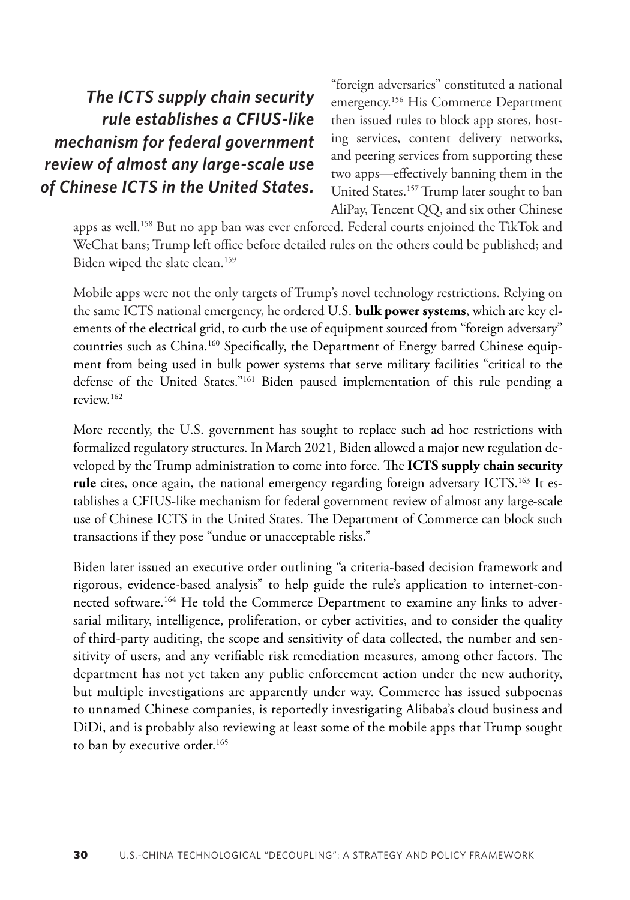*__The ICTS supply chain security rule establishes a CFIUS-like mechanism for federal government review of almost any large-scale use of Chinese ICTS in the United States.__*

"foreign adversaries" constituted a national emergency.[156] His Commerce Department then issued rules to block app stores, hosting services, content delivery networks, and peering services from supporting these two apps—effectively banning them in the United States.[157] Trump later sought to ban AliPay, Tencent QQ, and six other Chinese apps as well.[158] But no app ban was ever enforced. Federal courts enjoined the TikTok and WeChat bans; Trump left office before detailed rules on the others could be published; and Biden wiped the slate clean.[159]

Mobile apps were not the only targets of Trump's novel technology restrictions. Relying on the same ICTS national emergency, he ordered U.S. **bulk power systems**, which are key elements of the electrical grid, to curb the use of equipment sourced from "foreign adversary" countries such as China.[160] Specifically, the Department of Energy barred Chinese equipment from being used in bulk power systems that serve military facilities "critical to the defense of the United States."[161] Biden paused implementation of this rule pending a review.[162]

More recently, the U.S. government has sought to replace such ad hoc restrictions with formalized regulatory structures. In March 2021, Biden allowed a major new regulation developed by the Trump administration to come into force. The **ICTS supply chain security rule** cites, once again, the national emergency regarding foreign adversary ICTS.[163] It establishes a CFIUS-like mechanism for federal government review of almost any large-scale use of Chinese ICTS in the United States. The Department of Commerce can block such transactions if they pose "undue or unacceptable risks."

Biden later issued an executive order outlining "a criteria-based decision framework and rigorous, evidence-based analysis" to help guide the rule's application to internet-connected software.[164] He told the Commerce Department to examine any links to adversarial military, intelligence, proliferation, or cyber activities, and to consider the quality of third-party auditing, the scope and sensitivity of data collected, the number and sensitivity of users, and any verifiable risk remediation measures, among other factors. The department has not yet taken any public enforcement action under the new authority, but multiple investigations are apparently under way. Commerce has issued subpoenas to unnamed Chinese companies, is reportedly investigating Alibaba's cloud business and DiDi, and is probably also reviewing at least some of the mobile apps that Trump sought to ban by executive order.[165]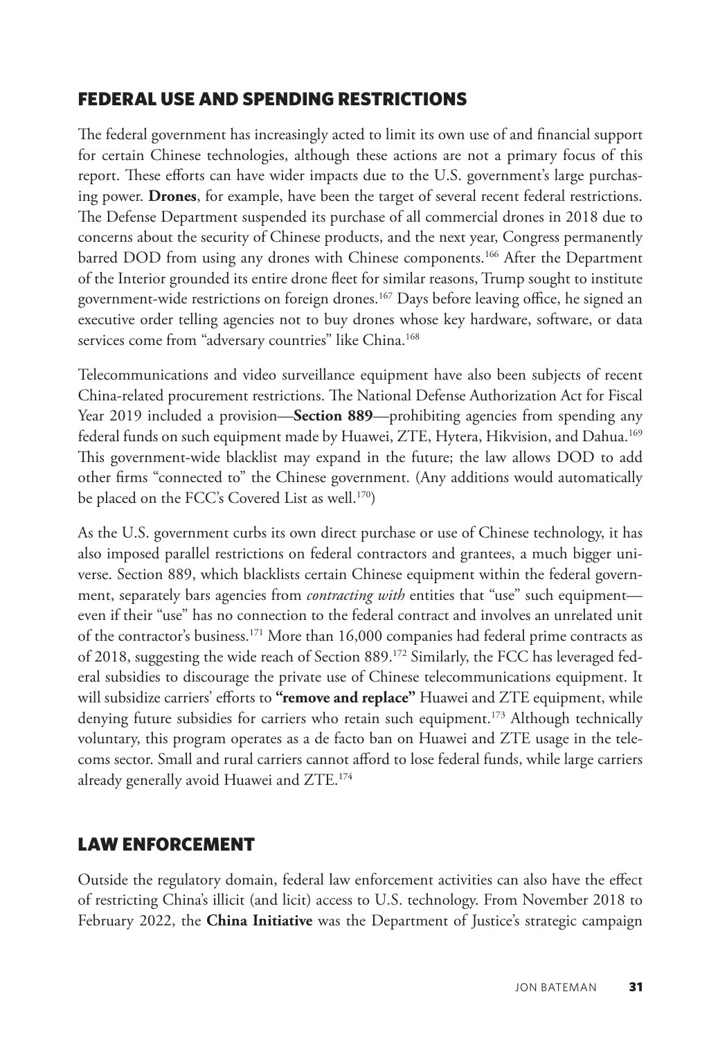## FEDERAL USE AND SPENDING RESTRICTIONS

The federal government has increasingly acted to limit its own use of and financial support for certain Chinese technologies, although these actions are not a primary focus of this report. These efforts can have wider impacts due to the U.S. government's large purchasing power. **Drones**, for example, have been the target of several recent federal restrictions. The Defense Department suspended its purchase of all commercial drones in 2018 due to concerns about the security of Chinese products, and the next year, Congress permanently barred DOD from using any drones with Chinese components.[166] After the Department of the Interior grounded its entire drone fleet for similar reasons, Trump sought to institute government-wide restrictions on foreign drones.[167] Days before leaving office, he signed an executive order telling agencies not to buy drones whose key hardware, software, or data services come from "adversary countries" like China.[168]

Telecommunications and video surveillance equipment have also been subjects of recent China-related procurement restrictions. The National Defense Authorization Act for Fiscal Year 2019 included a provision—**Section 889**—prohibiting agencies from spending any federal funds on such equipment made by Huawei, ZTE, Hytera, Hikvision, and Dahua.[169] This government-wide blacklist may expand in the future; the law allows DOD to add other firms "connected to" the Chinese government. (Any additions would automatically be placed on the FCC's Covered List as well.[170])

As the U.S. government curbs its own direct purchase or use of Chinese technology, it has also imposed parallel restrictions on federal contractors and grantees, a much bigger universe. Section 889, which blacklists certain Chinese equipment within the federal government, separately bars agencies from *contracting with* entities that "use" such equipment—even if their "use" has no connection to the federal contract and involves an unrelated unit of the contractor's business.[171] More than 16,000 companies had federal prime contracts as of 2018, suggesting the wide reach of Section 889.[172] Similarly, the FCC has leveraged federal subsidies to discourage the private use of Chinese telecommunications equipment. It will subsidize carriers' efforts to **"remove and replace"** Huawei and ZTE equipment, while denying future subsidies for carriers who retain such equipment.[173] Although technically voluntary, this program operates as a de facto ban on Huawei and ZTE usage in the telecoms sector. Small and rural carriers cannot afford to lose federal funds, while large carriers already generally avoid Huawei and ZTE.[174]

## LAW ENFORCEMENT

Outside the regulatory domain, federal law enforcement activities can also have the effect of restricting China's illicit (and licit) access to U.S. technology. From November 2018 to February 2022, the **China Initiative** was the Department of Justice's strategic campaign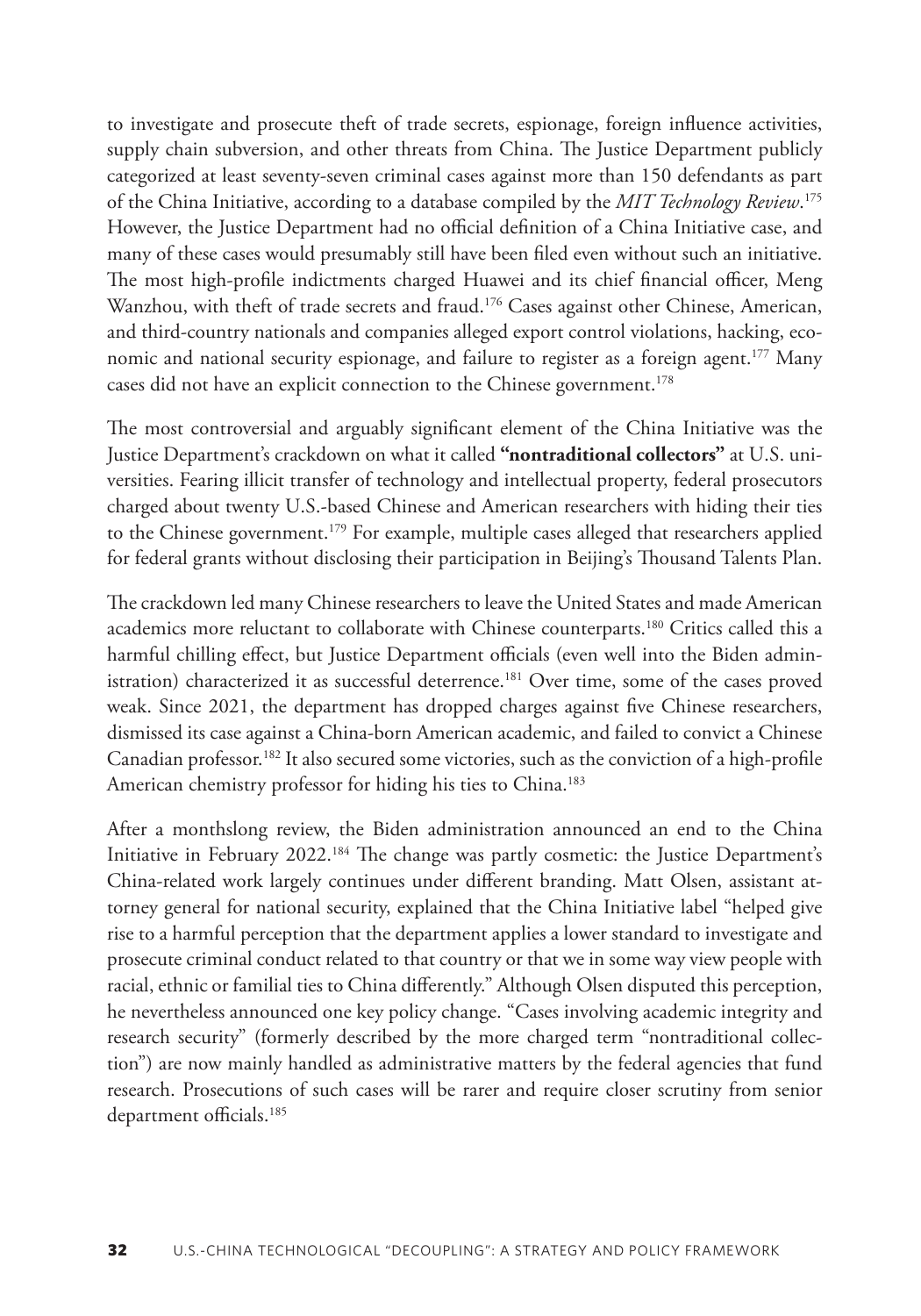to investigate and prosecute theft of trade secrets, espionage, foreign influence activities, supply chain subversion, and other threats from China. The Justice Department publicly categorized at least seventy-seven criminal cases against more than 150 defendants as part of the China Initiative, according to a database compiled by the *MIT Technology Review*.[175] However, the Justice Department had no official definition of a China Initiative case, and many of these cases would presumably still have been filed even without such an initiative. The most high-profile indictments charged Huawei and its chief financial officer, Meng Wanzhou, with theft of trade secrets and fraud.[176] Cases against other Chinese, American, and third-country nationals and companies alleged export control violations, hacking, economic and national security espionage, and failure to register as a foreign agent.[177] Many cases did not have an explicit connection to the Chinese government.[178]

The most controversial and arguably significant element of the China Initiative was the Justice Department's crackdown on what it called **"nontraditional collectors"** at U.S. universities. Fearing illicit transfer of technology and intellectual property, federal prosecutors charged about twenty U.S.-based Chinese and American researchers with hiding their ties to the Chinese government.[179] For example, multiple cases alleged that researchers applied for federal grants without disclosing their participation in Beijing's Thousand Talents Plan.

The crackdown led many Chinese researchers to leave the United States and made American academics more reluctant to collaborate with Chinese counterparts.[180] Critics called this a harmful chilling effect, but Justice Department officials (even well into the Biden administration) characterized it as successful deterrence.[181] Over time, some of the cases proved weak. Since 2021, the department has dropped charges against five Chinese researchers, dismissed its case against a China-born American academic, and failed to convict a Chinese Canadian professor.[182] It also secured some victories, such as the conviction of a high-profile American chemistry professor for hiding his ties to China.[183]

After a monthslong review, the Biden administration announced an end to the China Initiative in February 2022.[184] The change was partly cosmetic: the Justice Department's China-related work largely continues under different branding. Matt Olsen, assistant attorney general for national security, explained that the China Initiative label "helped give rise to a harmful perception that the department applies a lower standard to investigate and prosecute criminal conduct related to that country or that we in some way view people with racial, ethnic or familial ties to China differently." Although Olsen disputed this perception, he nevertheless announced one key policy change. "Cases involving academic integrity and research security" (formerly described by the more charged term "nontraditional collection") are now mainly handled as administrative matters by the federal agencies that fund research. Prosecutions of such cases will be rarer and require closer scrutiny from senior department officials.[185]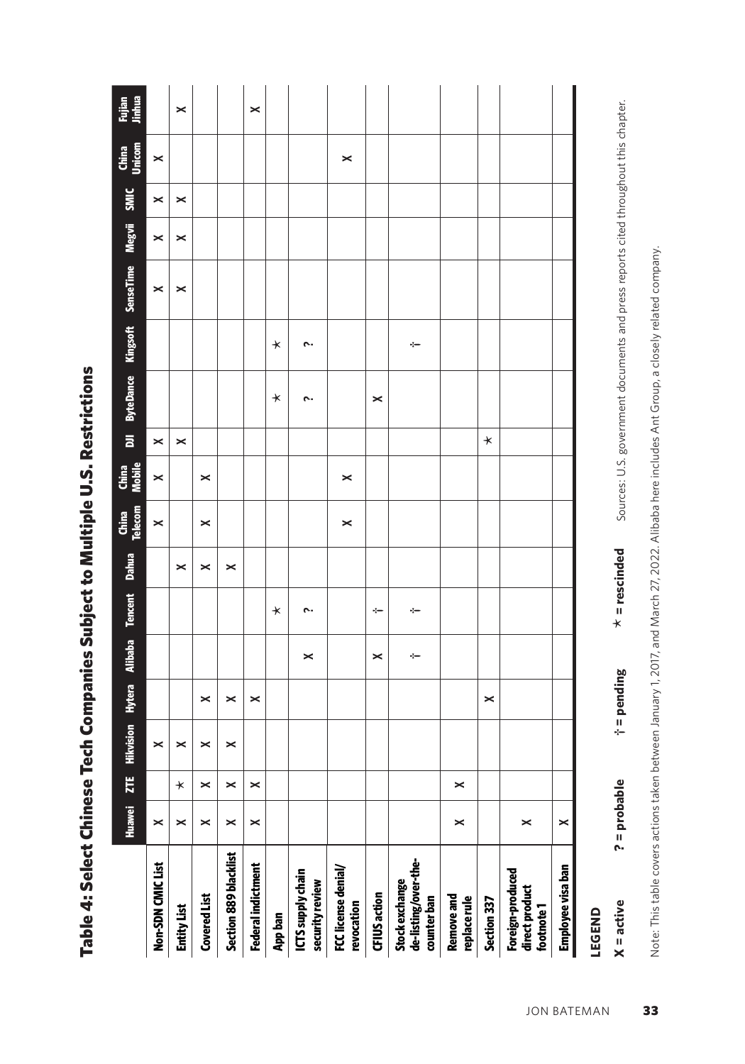# Table 4: Select Chinese Tech Companies Subject to Multiple U.S. Restrictions

| | Huawei | ZTE | Hikvision | Hytera | Alibaba | Tencent | Dahua | China Telecom | China Mobile | DJI | ByteDance | Kingsoft | SenseTime | Megvii | SMIC | China Unicom | Fujian Jinhua |
|---|---|---|---|---|---|---|---|---|---|---|---|---|---|---|---|---|---|
| **Non-SDN CMIC List** | X | | X | | | | | X | X | X | | | X | X | X | X | |
| **Entity List** | X | ✶ | X | | | | X | | | X | | | X | X | X | | X |
| **Covered List** | X | X | X | X | | | X | X | X | | | | | | | | |
| **Section 889 blacklist** | X | X | X | X | | | X | | | | | | | | | | |
| **Federal indictment** | X | X | | X | | | | | | | | | | | | | X |
| **App ban** | | | | | | ✶ | | | | | ✶ | ✶ | | | | | |
| **ICTS supply chain security review** | | | | | X | ? | | | | | ? | ? | | | | | |
| **FCC license denial/ revocation** | | | | | | | | X | X | | | | | | | X | |
| **CFIUS action** | | | | | X | † | | | | | X | | | | | | |
| **Stock exchange de-listing/over-the-counter ban** | | | | | † | † | | | | | | † | | | | | |
| **Remove and replace rule** | X | X | | | | | | | | | | | | | | | |
| **Section 337** | | | | X | | | | | | ✶ | | | | | | | |
| **Foreign-produced direct product footnote 1** | X | | | | | | | | | | | | | | | | |
| **Employee visa ban** | X | | | | | | | | | | | | | | | | |

**LEGEND**

**X = active** **? = probable** **† = pending** **✶ = rescinded**

Sources: U.S. government documents and press reports cited throughout this chapter.

Note: This table covers actions taken between January 1, 2017, and March 27, 2022. Alibaba here includes Ant Group, a closely related company.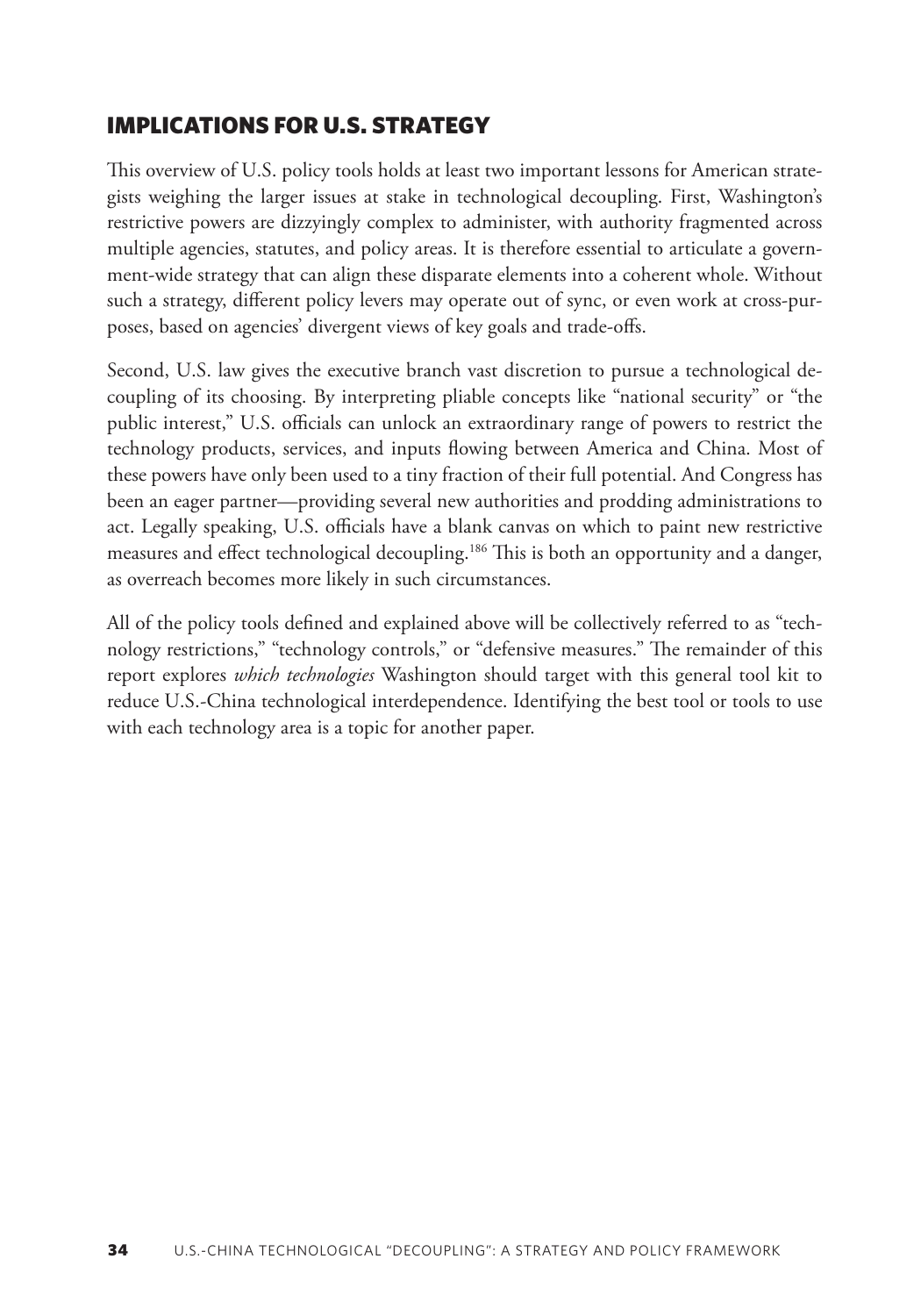## IMPLICATIONS FOR U.S. STRATEGY

This overview of U.S. policy tools holds at least two important lessons for American strategists weighing the larger issues at stake in technological decoupling. First, Washington's restrictive powers are dizzyingly complex to administer, with authority fragmented across multiple agencies, statutes, and policy areas. It is therefore essential to articulate a government-wide strategy that can align these disparate elements into a coherent whole. Without such a strategy, different policy levers may operate out of sync, or even work at cross-purposes, based on agencies' divergent views of key goals and trade-offs.

Second, U.S. law gives the executive branch vast discretion to pursue a technological decoupling of its choosing. By interpreting pliable concepts like "national security" or "the public interest," U.S. officials can unlock an extraordinary range of powers to restrict the technology products, services, and inputs flowing between America and China. Most of these powers have only been used to a tiny fraction of their full potential. And Congress has been an eager partner—providing several new authorities and prodding administrations to act. Legally speaking, U.S. officials have a blank canvas on which to paint new restrictive measures and effect technological decoupling.[186] This is both an opportunity and a danger, as overreach becomes more likely in such circumstances.

All of the policy tools defined and explained above will be collectively referred to as "technology restrictions," "technology controls," or "defensive measures." The remainder of this report explores *which technologies* Washington should target with this general tool kit to reduce U.S.-China technological interdependence. Identifying the best tool or tools to use with each technology area is a topic for another paper.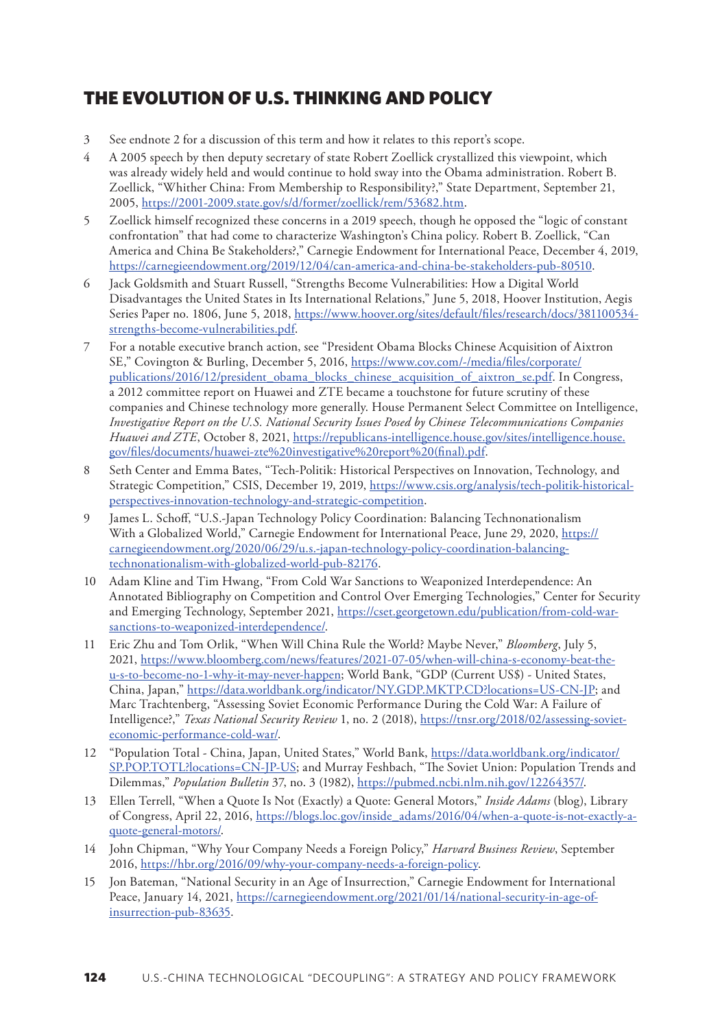## THE EVOLUTION OF U.S. THINKING AND POLICY

3. See endnote 2 for a discussion of this term and how it relates to this report's scope.
4. A 2005 speech by then deputy secretary of state Robert Zoellick crystallized this viewpoint, which was already widely held and would continue to hold sway into the Obama administration. Robert B. Zoellick, "Whither China: From Membership to Responsibility?," State Department, September 21, 2005, https://2001-2009.state.gov/s/d/former/zoellick/rem/53682.htm.
5. Zoellick himself recognized these concerns in a 2019 speech, though he opposed the "logic of constant confrontation" that had come to characterize Washington's China policy. Robert B. Zoellick, "Can America and China Be Stakeholders?," Carnegie Endowment for International Peace, December 4, 2019, https://carnegieendowment.org/2019/12/04/can-america-and-china-be-stakeholders-pub-80510.
6. Jack Goldsmith and Stuart Russell, "Strengths Become Vulnerabilities: How a Digital World Disadvantages the United States in Its International Relations," June 5, 2018, Hoover Institution, Aegis Series Paper no. 1806, June 5, 2018, https://www.hoover.org/sites/default/files/research/docs/381100534-strengths-become-vulnerabilities.pdf.
7. For a notable executive branch action, see "President Obama Blocks Chinese Acquisition of Aixtron SE," Covington & Burling, December 5, 2016, https://www.cov.com/-/media/files/corporate/publications/2016/12/president_obama_blocks_chinese_acquisition_of_aixtron_se.pdf. In Congress, a 2012 committee report on Huawei and ZTE became a touchstone for future scrutiny of these companies and Chinese technology more generally. House Permanent Select Committee on Intelligence, *Investigative Report on the U.S. National Security Issues Posed by Chinese Telecommunications Companies Huawei and ZTE*, October 8, 2021, https://republicans-intelligence.house.gov/sites/intelligence.house.gov/files/documents/huawei-zte%20investigative%20report%20(final).pdf.
8. Seth Center and Emma Bates, "Tech-Politik: Historical Perspectives on Innovation, Technology, and Strategic Competition," CSIS, December 19, 2019, https://www.csis.org/analysis/tech-politik-historical-perspectives-innovation-technology-and-strategic-competition.
9. James L. Schoff, "U.S.-Japan Technology Policy Coordination: Balancing Technonationalism With a Globalized World," Carnegie Endowment for International Peace, June 29, 2020, https://carnegieendowment.org/2020/06/29/u.s.-japan-technology-policy-coordination-balancing-technonationalism-with-globalized-world-pub-82176.
10. Adam Kline and Tim Hwang, "From Cold War Sanctions to Weaponized Interdependence: An Annotated Bibliography on Competition and Control Over Emerging Technologies," Center for Security and Emerging Technology, September 2021, https://cset.georgetown.edu/publication/from-cold-war-sanctions-to-weaponized-interdependence/.
11. Eric Zhu and Tom Orlik, "When Will China Rule the World? Maybe Never," *Bloomberg*, July 5, 2021, https://www.bloomberg.com/news/features/2021-07-05/when-will-china-s-economy-beat-the-u-s-to-become-no-1-why-it-may-never-happen; World Bank, "GDP (Current US$) - United States, China, Japan," https://data.worldbank.org/indicator/NY.GDP.MKTP.CD?locations=US-CN-JP; and Marc Trachtenberg, "Assessing Soviet Economic Performance During the Cold War: A Failure of Intelligence?," *Texas National Security Review* 1, no. 2 (2018), https://tnsr.org/2018/02/assessing-soviet-economic-performance-cold-war/.
12. "Population Total - China, Japan, United States," World Bank, https://data.worldbank.org/indicator/SP.POP.TOTL?locations=CN-JP-US; and Murray Feshbach, "The Soviet Union: Population Trends and Dilemmas," *Population Bulletin* 37, no. 3 (1982), https://pubmed.ncbi.nlm.nih.gov/12264357/.
13. Ellen Terrell, "When a Quote Is Not (Exactly) a Quote: General Motors," *Inside Adams* (blog), Library of Congress, April 22, 2016, https://blogs.loc.gov/inside_adams/2016/04/when-a-quote-is-not-exactly-a-quote-general-motors/.
14. John Chipman, "Why Your Company Needs a Foreign Policy," *Harvard Business Review*, September 2016, https://hbr.org/2016/09/why-your-company-needs-a-foreign-policy.
15. Jon Bateman, "National Security in an Age of Insurrection," Carnegie Endowment for International Peace, January 14, 2021, https://carnegieendowment.org/2021/01/14/national-security-in-age-of-insurrection-pub-83635.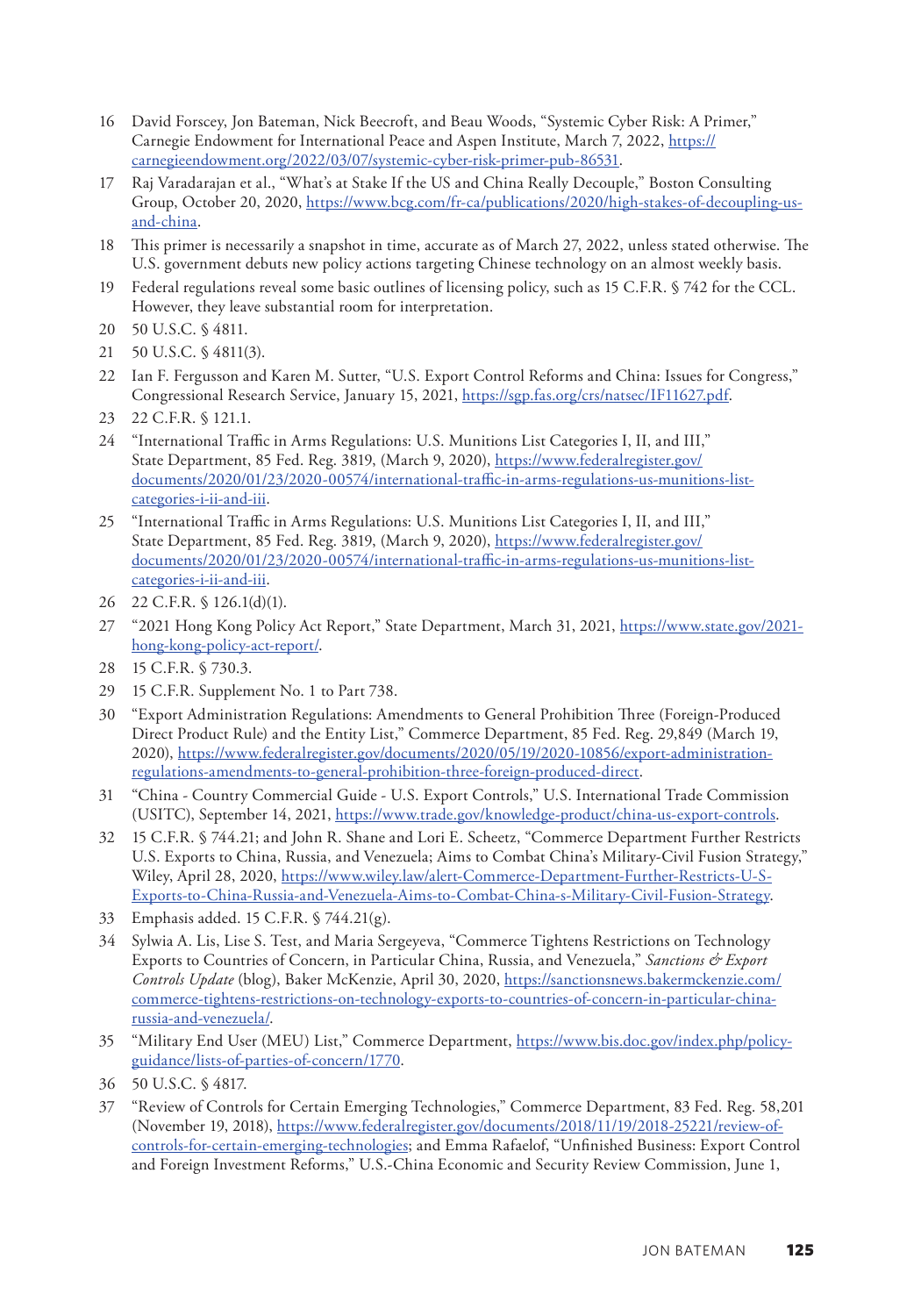16 David Forscey, Jon Bateman, Nick Beecroft, and Beau Woods, "Systemic Cyber Risk: A Primer," Carnegie Endowment for International Peace and Aspen Institute, March 7, 2022, https://carnegieendowment.org/2022/03/07/systemic-cyber-risk-primer-pub-86531.

17 Raj Varadarajan et al., "What's at Stake If the US and China Really Decouple," Boston Consulting Group, October 20, 2020, https://www.bcg.com/fr-ca/publications/2020/high-stakes-of-decoupling-us-and-china.

18 This primer is necessarily a snapshot in time, accurate as of March 27, 2022, unless stated otherwise. The U.S. government debuts new policy actions targeting Chinese technology on an almost weekly basis.

19 Federal regulations reveal some basic outlines of licensing policy, such as 15 C.F.R. § 742 for the CCL. However, they leave substantial room for interpretation.

20 50 U.S.C. § 4811.

21 50 U.S.C. § 4811(3).

22 Ian F. Fergusson and Karen M. Sutter, "U.S. Export Control Reforms and China: Issues for Congress," Congressional Research Service, January 15, 2021, https://sgp.fas.org/crs/natsec/IF11627.pdf.

23 22 C.F.R. § 121.1.

24 "International Traffic in Arms Regulations: U.S. Munitions List Categories I, II, and III," State Department, 85 Fed. Reg. 3819, (March 9, 2020), https://www.federalregister.gov/documents/2020/01/23/2020-00574/international-traffic-in-arms-regulations-us-munitions-list-categories-i-ii-and-iii.

25 "International Traffic in Arms Regulations: U.S. Munitions List Categories I, II, and III," State Department, 85 Fed. Reg. 3819, (March 9, 2020), https://www.federalregister.gov/documents/2020/01/23/2020-00574/international-traffic-in-arms-regulations-us-munitions-list-categories-i-ii-and-iii.

26 22 C.F.R. § 126.1(d)(1).

27 "2021 Hong Kong Policy Act Report," State Department, March 31, 2021, https://www.state.gov/2021-hong-kong-policy-act-report/.

28 15 C.F.R. § 730.3.

29 15 C.F.R. Supplement No. 1 to Part 738.

30 "Export Administration Regulations: Amendments to General Prohibition Three (Foreign-Produced Direct Product Rule) and the Entity List," Commerce Department, 85 Fed. Reg. 29,849 (March 19, 2020), https://www.federalregister.gov/documents/2020/05/19/2020-10856/export-administration-regulations-amendments-to-general-prohibition-three-foreign-produced-direct.

31 "China - Country Commercial Guide - U.S. Export Controls," U.S. International Trade Commission (USITC), September 14, 2021, https://www.trade.gov/knowledge-product/china-us-export-controls.

32 15 C.F.R. § 744.21; and John R. Shane and Lori E. Scheetz, "Commerce Department Further Restricts U.S. Exports to China, Russia, and Venezuela; Aims to Combat China's Military-Civil Fusion Strategy," Wiley, April 28, 2020, https://www.wiley.law/alert-Commerce-Department-Further-Restricts-U-S-Exports-to-China-Russia-and-Venezuela-Aims-to-Combat-China-s-Military-Civil-Fusion-Strategy.

33 Emphasis added. 15 C.F.R. § 744.21(g).

34 Sylwia A. Lis, Lise S. Test, and Maria Sergeyeva, "Commerce Tightens Restrictions on Technology Exports to Countries of Concern, in Particular China, Russia, and Venezuela," *Sanctions & Export Controls Update* (blog), Baker McKenzie, April 30, 2020, https://sanctionsnews.bakermckenzie.com/commerce-tightens-restrictions-on-technology-exports-to-countries-of-concern-in-particular-china-russia-and-venezuela/.

35 "Military End User (MEU) List," Commerce Department, https://www.bis.doc.gov/index.php/policy-guidance/lists-of-parties-of-concern/1770.

36 50 U.S.C. § 4817.

37 "Review of Controls for Certain Emerging Technologies," Commerce Department, 83 Fed. Reg. 58,201 (November 19, 2018), https://www.federalregister.gov/documents/2018/11/19/2018-25221/review-of-controls-for-certain-emerging-technologies; and Emma Rafaelof, "Unfinished Business: Export Control and Foreign Investment Reforms," U.S.-China Economic and Security Review Commission, June 1,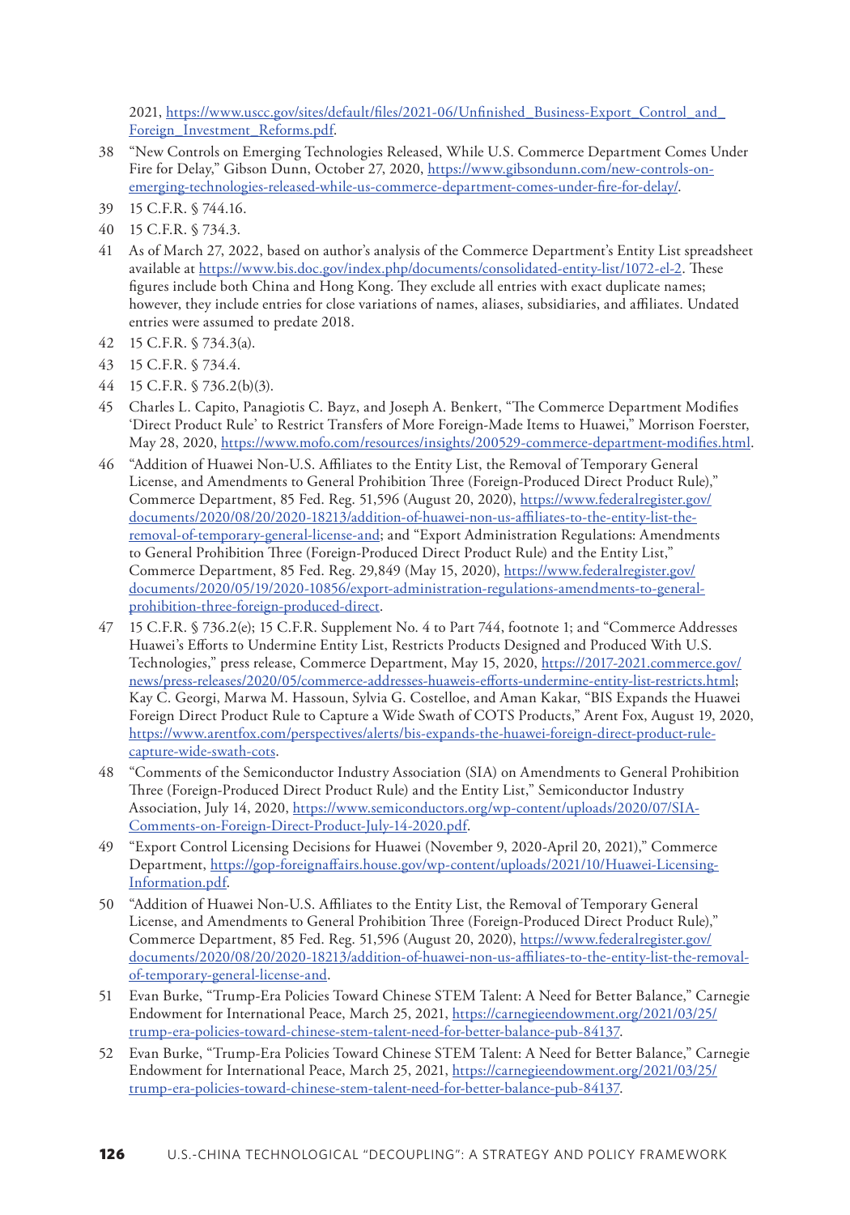2021, https://www.uscc.gov/sites/default/files/2021-06/Unfinished_Business-Export_Control_and_Foreign_Investment_Reforms.pdf.

38 "New Controls on Emerging Technologies Released, While U.S. Commerce Department Comes Under Fire for Delay," Gibson Dunn, October 27, 2020, https://www.gibsondunn.com/new-controls-on-emerging-technologies-released-while-us-commerce-department-comes-under-fire-for-delay/.

39 15 C.F.R. § 744.16.

40 15 C.F.R. § 734.3.

41 As of March 27, 2022, based on author's analysis of the Commerce Department's Entity List spreadsheet available at https://www.bis.doc.gov/index.php/documents/consolidated-entity-list/1072-el-2. These figures include both China and Hong Kong. They exclude all entries with exact duplicate names; however, they include entries for close variations of names, aliases, subsidiaries, and affiliates. Undated entries were assumed to predate 2018.

42 15 C.F.R. § 734.3(a).

43 15 C.F.R. § 734.4.

44 15 C.F.R. § 736.2(b)(3).

45 Charles L. Capito, Panagiotis C. Bayz, and Joseph A. Benkert, "The Commerce Department Modifies 'Direct Product Rule' to Restrict Transfers of More Foreign-Made Items to Huawei," Morrison Foerster, May 28, 2020, https://www.mofo.com/resources/insights/200529-commerce-department-modifies.html.

46 "Addition of Huawei Non-U.S. Affiliates to the Entity List, the Removal of Temporary General License, and Amendments to General Prohibition Three (Foreign-Produced Direct Product Rule)," Commerce Department, 85 Fed. Reg. 51,596 (August 20, 2020), https://www.federalregister.gov/documents/2020/08/20/2020-18213/addition-of-huawei-non-us-affiliates-to-the-entity-list-the-removal-of-temporary-general-license-and; and "Export Administration Regulations: Amendments to General Prohibition Three (Foreign-Produced Direct Product Rule) and the Entity List," Commerce Department, 85 Fed. Reg. 29,849 (May 15, 2020), https://www.federalregister.gov/documents/2020/05/19/2020-10856/export-administration-regulations-amendments-to-general-prohibition-three-foreign-produced-direct.

47 15 C.F.R. § 736.2(e); 15 C.F.R. Supplement No. 4 to Part 744, footnote 1; and "Commerce Addresses Huawei's Efforts to Undermine Entity List, Restricts Products Designed and Produced With U.S. Technologies," press release, Commerce Department, May 15, 2020, https://2017-2021.commerce.gov/news/press-releases/2020/05/commerce-addresses-huaweis-efforts-undermine-entity-list-restricts.html; Kay C. Georgi, Marwa M. Hassoun, Sylvia G. Costelloe, and Aman Kakar, "BIS Expands the Huawei Foreign Direct Product Rule to Capture a Wide Swath of COTS Products," Arent Fox, August 19, 2020, https://www.arentfox.com/perspectives/alerts/bis-expands-the-huawei-foreign-direct-product-rule-capture-wide-swath-cots.

48 "Comments of the Semiconductor Industry Association (SIA) on Amendments to General Prohibition Three (Foreign-Produced Direct Product Rule) and the Entity List," Semiconductor Industry Association, July 14, 2020, https://www.semiconductors.org/wp-content/uploads/2020/07/SIA-Comments-on-Foreign-Direct-Product-July-14-2020.pdf.

49 "Export Control Licensing Decisions for Huawei (November 9, 2020-April 20, 2021)," Commerce Department, https://gop-foreignaffairs.house.gov/wp-content/uploads/2021/10/Huawei-Licensing-Information.pdf.

50 "Addition of Huawei Non-U.S. Affiliates to the Entity List, the Removal of Temporary General License, and Amendments to General Prohibition Three (Foreign-Produced Direct Product Rule)," Commerce Department, 85 Fed. Reg. 51,596 (August 20, 2020), https://www.federalregister.gov/documents/2020/08/20/2020-18213/addition-of-huawei-non-us-affiliates-to-the-entity-list-the-removal-of-temporary-general-license-and.

51 Evan Burke, "Trump-Era Policies Toward Chinese STEM Talent: A Need for Better Balance," Carnegie Endowment for International Peace, March 25, 2021, https://carnegieendowment.org/2021/03/25/trump-era-policies-toward-chinese-stem-talent-need-for-better-balance-pub-84137.

52 Evan Burke, "Trump-Era Policies Toward Chinese STEM Talent: A Need for Better Balance," Carnegie Endowment for International Peace, March 25, 2021, https://carnegieendowment.org/2021/03/25/trump-era-policies-toward-chinese-stem-talent-need-for-better-balance-pub-84137.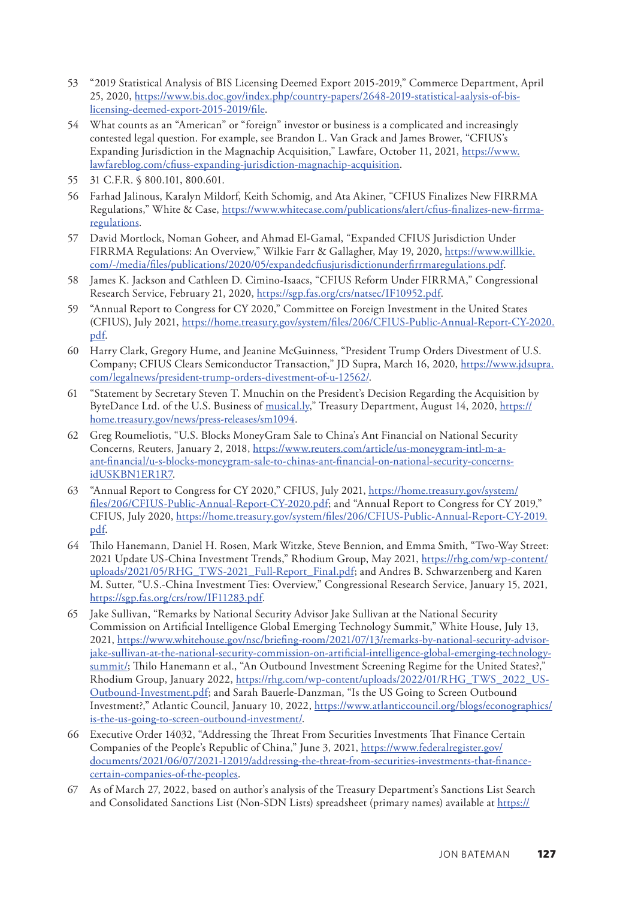53 "2019 Statistical Analysis of BIS Licensing Deemed Export 2015-2019," Commerce Department, April 25, 2020, https://www.bis.doc.gov/index.php/country-papers/2648-2019-statistical-aalysis-of-bis-licensing-deemed-export-2015-2019/file.

54 What counts as an "American" or "foreign" investor or business is a complicated and increasingly contested legal question. For example, see Brandon L. Van Grack and James Brower, "CFIUS's Expanding Jurisdiction in the Magnachip Acquisition," Lawfare, October 11, 2021, https://www.lawfareblog.com/cfiuss-expanding-jurisdiction-magnachip-acquisition.

55 31 C.F.R. § 800.101, 800.601.

56 Farhad Jalinous, Karalyn Mildorf, Keith Schomig, and Ata Akiner, "CFIUS Finalizes New FIRRMA Regulations," White & Case, https://www.whitecase.com/publications/alert/cfius-finalizes-new-firrma-regulations.

57 David Mortlock, Noman Goheer, and Ahmad El-Gamal, "Expanded CFIUS Jurisdiction Under FIRRMA Regulations: An Overview," Wilkie Farr & Gallagher, May 19, 2020, https://www.willkie.com/-/media/files/publications/2020/05/expandedcfiusjurisdictionunderfirrmaregulations.pdf.

58 James K. Jackson and Cathleen D. Cimino-Isaacs, "CFIUS Reform Under FIRRMA," Congressional Research Service, February 21, 2020, https://sgp.fas.org/crs/natsec/IF10952.pdf.

59 "Annual Report to Congress for CY 2020," Committee on Foreign Investment in the United States (CFIUS), July 2021, https://home.treasury.gov/system/files/206/CFIUS-Public-Annual-Report-CY-2020.pdf.

60 Harry Clark, Gregory Hume, and Jeanine McGuinness, "President Trump Orders Divestment of U.S. Company; CFIUS Clears Semiconductor Transaction," JD Supra, March 16, 2020, https://www.jdsupra.com/legalnews/president-trump-orders-divestment-of-u-12562/.

61 "Statement by Secretary Steven T. Mnuchin on the President's Decision Regarding the Acquisition by ByteDance Ltd. of the U.S. Business of musical.ly," Treasury Department, August 14, 2020, https://home.treasury.gov/news/press-releases/sm1094.

62 Greg Roumeliotis, "U.S. Blocks MoneyGram Sale to China's Ant Financial on National Security Concerns, Reuters, January 2, 2018, https://www.reuters.com/article/us-moneygram-intl-m-a-ant-financial/u-s-blocks-moneygram-sale-to-chinas-ant-financial-on-national-security-concerns-idUSKBN1ER1R7.

63 "Annual Report to Congress for CY 2020," CFIUS, July 2021, https://home.treasury.gov/system/files/206/CFIUS-Public-Annual-Report-CY-2020.pdf; and "Annual Report to Congress for CY 2019," CFIUS, July 2020, https://home.treasury.gov/system/files/206/CFIUS-Public-Annual-Report-CY-2019.pdf.

64 Thilo Hanemann, Daniel H. Rosen, Mark Witzke, Steve Bennion, and Emma Smith, "Two-Way Street: 2021 Update US-China Investment Trends," Rhodium Group, May 2021, https://rhg.com/wp-content/uploads/2021/05/RHG_TWS-2021_Full-Report_Final.pdf; and Andres B. Schwarzenberg and Karen M. Sutter, "U.S.-China Investment Ties: Overview," Congressional Research Service, January 15, 2021, https://sgp.fas.org/crs/row/IF11283.pdf.

65 Jake Sullivan, "Remarks by National Security Advisor Jake Sullivan at the National Security Commission on Artificial Intelligence Global Emerging Technology Summit," White House, July 13, 2021, https://www.whitehouse.gov/nsc/briefing-room/2021/07/13/remarks-by-national-security-advisor-jake-sullivan-at-the-national-security-commission-on-artificial-intelligence-global-emerging-technology-summit/; Thilo Hanemann et al., "An Outbound Investment Screening Regime for the United States?," Rhodium Group, January 2022, https://rhg.com/wp-content/uploads/2022/01/RHG_TWS_2022_US-Outbound-Investment.pdf; and Sarah Bauerle-Danzman, "Is the US Going to Screen Outbound Investment?," Atlantic Council, January 10, 2022, https://www.atlanticcouncil.org/blogs/econographics/is-the-us-going-to-screen-outbound-investment/.

66 Executive Order 14032, "Addressing the Threat From Securities Investments That Finance Certain Companies of the People's Republic of China," June 3, 2021, https://www.federalregister.gov/documents/2021/06/07/2021-12019/addressing-the-threat-from-securities-investments-that-finance-certain-companies-of-the-peoples.

67 As of March 27, 2022, based on author's analysis of the Treasury Department's Sanctions List Search and Consolidated Sanctions List (Non-SDN Lists) spreadsheet (primary names) available at https://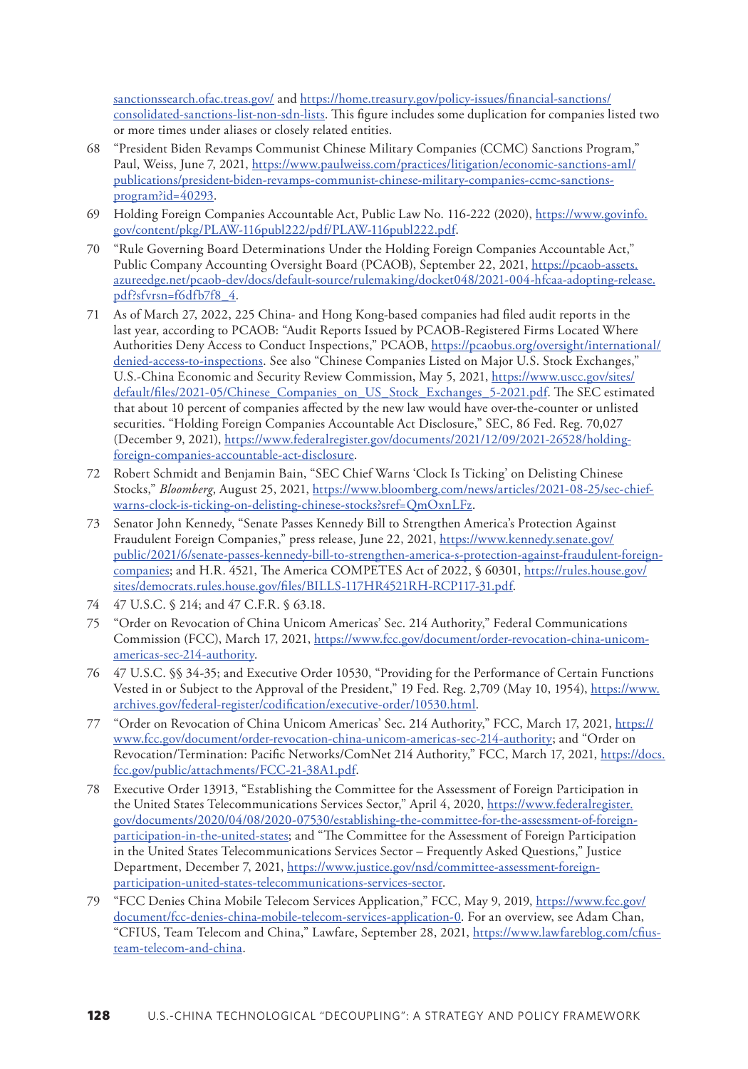sanctionssearch.ofac.treas.gov/ and https://home.treasury.gov/policy-issues/financial-sanctions/consolidated-sanctions-list-non-sdn-lists. This figure includes some duplication for companies listed two or more times under aliases or closely related entities.

68 "President Biden Revamps Communist Chinese Military Companies (CCMC) Sanctions Program," Paul, Weiss, June 7, 2021, https://www.paulweiss.com/practices/litigation/economic-sanctions-aml/publications/president-biden-revamps-communist-chinese-military-companies-ccmc-sanctions-program?id=40293.

69 Holding Foreign Companies Accountable Act, Public Law No. 116-222 (2020), https://www.govinfo.gov/content/pkg/PLAW-116publ222/pdf/PLAW-116publ222.pdf.

70 "Rule Governing Board Determinations Under the Holding Foreign Companies Accountable Act," Public Company Accounting Oversight Board (PCAOB), September 22, 2021, https://pcaob-assets.azureedge.net/pcaob-dev/docs/default-source/rulemaking/docket048/2021-004-hfcaa-adopting-release.pdf?sfvrsn=f6dfb7f8_4.

71 As of March 27, 2022, 225 China- and Hong Kong-based companies had filed audit reports in the last year, according to PCAOB: "Audit Reports Issued by PCAOB-Registered Firms Located Where Authorities Deny Access to Conduct Inspections," PCAOB, https://pcaobus.org/oversight/international/denied-access-to-inspections. See also "Chinese Companies Listed on Major U.S. Stock Exchanges," U.S.-China Economic and Security Review Commission, May 5, 2021, https://www.uscc.gov/sites/default/files/2021-05/Chinese_Companies_on_US_Stock_Exchanges_5-2021.pdf. The SEC estimated that about 10 percent of companies affected by the new law would have over-the-counter or unlisted securities. "Holding Foreign Companies Accountable Act Disclosure," SEC, 86 Fed. Reg. 70,027 (December 9, 2021), https://www.federalregister.gov/documents/2021/12/09/2021-26528/holding-foreign-companies-accountable-act-disclosure.

72 Robert Schmidt and Benjamin Bain, "SEC Chief Warns 'Clock Is Ticking' on Delisting Chinese Stocks," *Bloomberg*, August 25, 2021, https://www.bloomberg.com/news/articles/2021-08-25/sec-chief-warns-clock-is-ticking-on-delisting-chinese-stocks?sref=QmOxnLFz.

73 Senator John Kennedy, "Senate Passes Kennedy Bill to Strengthen America's Protection Against Fraudulent Foreign Companies," press release, June 22, 2021, https://www.kennedy.senate.gov/public/2021/6/senate-passes-kennedy-bill-to-strengthen-america-s-protection-against-fraudulent-foreign-companies; and H.R. 4521, The America COMPETES Act of 2022, § 60301, https://rules.house.gov/sites/democrats.rules.house.gov/files/BILLS-117HR4521RH-RCP117-31.pdf.

74 47 U.S.C. § 214; and 47 C.F.R. § 63.18.

75 "Order on Revocation of China Unicom Americas' Sec. 214 Authority," Federal Communications Commission (FCC), March 17, 2021, https://www.fcc.gov/document/order-revocation-china-unicom-americas-sec-214-authority.

76 47 U.S.C. §§ 34-35; and Executive Order 10530, "Providing for the Performance of Certain Functions Vested in or Subject to the Approval of the President," 19 Fed. Reg. 2,709 (May 10, 1954), https://www.archives.gov/federal-register/codification/executive-order/10530.html.

77 "Order on Revocation of China Unicom Americas' Sec. 214 Authority," FCC, March 17, 2021, https://www.fcc.gov/document/order-revocation-china-unicom-americas-sec-214-authority; and "Order on Revocation/Termination: Pacific Networks/ComNet 214 Authority," FCC, March 17, 2021, https://docs.fcc.gov/public/attachments/FCC-21-38A1.pdf.

78 Executive Order 13913, "Establishing the Committee for the Assessment of Foreign Participation in the United States Telecommunications Services Sector," April 4, 2020, https://www.federalregister.gov/documents/2020/04/08/2020-07530/establishing-the-committee-for-the-assessment-of-foreign-participation-in-the-united-states; and "The Committee for the Assessment of Foreign Participation in the United States Telecommunications Services Sector – Frequently Asked Questions," Justice Department, December 7, 2021, https://www.justice.gov/nsd/committee-assessment-foreign-participation-united-states-telecommunications-services-sector.

79 "FCC Denies China Mobile Telecom Services Application," FCC, May 9, 2019, https://www.fcc.gov/document/fcc-denies-china-mobile-telecom-services-application-0. For an overview, see Adam Chan, "CFIUS, Team Telecom and China," Lawfare, September 28, 2021, https://www.lawfareblog.com/cfius-team-telecom-and-china.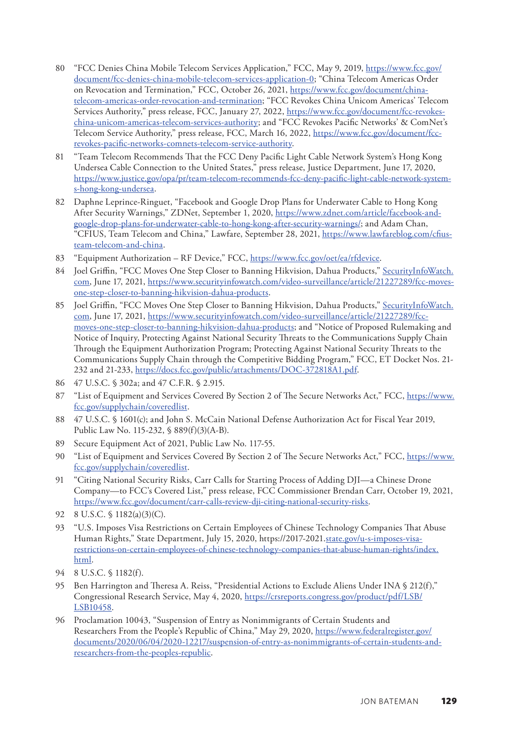80 "FCC Denies China Mobile Telecom Services Application," FCC, May 9, 2019, https://www.fcc.gov/document/fcc-denies-china-mobile-telecom-services-application-0; "China Telecom Americas Order on Revocation and Termination," FCC, October 26, 2021, https://www.fcc.gov/document/china-telecom-americas-order-revocation-and-termination; "FCC Revokes China Unicom Americas' Telecom Services Authority," press release, FCC, January 27, 2022, https://www.fcc.gov/document/fcc-revokes-china-unicom-americas-telecom-services-authority; and "FCC Revokes Pacific Networks' & ComNet's Telecom Service Authority," press release, FCC, March 16, 2022, https://www.fcc.gov/document/fcc-revokes-pacific-networks-comnets-telecom-service-authority.

81 "Team Telecom Recommends That the FCC Deny Pacific Light Cable Network System's Hong Kong Undersea Cable Connection to the United States," press release, Justice Department, June 17, 2020, https://www.justice.gov/opa/pr/team-telecom-recommends-fcc-deny-pacific-light-cable-network-system-s-hong-kong-undersea.

82 Daphne Leprince-Ringuet, "Facebook and Google Drop Plans for Underwater Cable to Hong Kong After Security Warnings," ZDNet, September 1, 2020, https://www.zdnet.com/article/facebook-and-google-drop-plans-for-underwater-cable-to-hong-kong-after-security-warnings/; and Adam Chan, "CFIUS, Team Telecom and China," Lawfare, September 28, 2021, https://www.lawfareblog.com/cfius-team-telecom-and-china.

83 "Equipment Authorization – RF Device," FCC, https://www.fcc.gov/oet/ea/rfdevice.

84 Joel Griffin, "FCC Moves One Step Closer to Banning Hikvision, Dahua Products," SecurityInfoWatch.com, June 17, 2021, https://www.securityinfowatch.com/video-surveillance/article/21227289/fcc-moves-one-step-closer-to-banning-hikvision-dahua-products.

85 Joel Griffin, "FCC Moves One Step Closer to Banning Hikvision, Dahua Products," SecurityInfoWatch.com, June 17, 2021, https://www.securityinfowatch.com/video-surveillance/article/21227289/fcc-moves-one-step-closer-to-banning-hikvision-dahua-products; and "Notice of Proposed Rulemaking and Notice of Inquiry, Protecting Against National Security Threats to the Communications Supply Chain Through the Equipment Authorization Program; Protecting Against National Security Threats to the Communications Supply Chain through the Competitive Bidding Program," FCC, ET Docket Nos. 21-232 and 21-233, https://docs.fcc.gov/public/attachments/DOC-372818A1.pdf.

86 47 U.S.C. § 302a; and 47 C.F.R. § 2.915.

87 "List of Equipment and Services Covered By Section 2 of The Secure Networks Act," FCC, https://www.fcc.gov/supplychain/coveredlist.

88 47 U.S.C. § 1601(c); and John S. McCain National Defense Authorization Act for Fiscal Year 2019, Public Law No. 115-232, § 889(f)(3)(A-B).

89 Secure Equipment Act of 2021, Public Law No. 117-55.

90 "List of Equipment and Services Covered By Section 2 of The Secure Networks Act," FCC, https://www.fcc.gov/supplychain/coveredlist.

91 "Citing National Security Risks, Carr Calls for Starting Process of Adding DJI—a Chinese Drone Company—to FCC's Covered List," press release, FCC Commissioner Brendan Carr, October 19, 2021, https://www.fcc.gov/document/carr-calls-review-dji-citing-national-security-risks.

92 8 U.S.C. § 1182(a)(3)(C).

93 "U.S. Imposes Visa Restrictions on Certain Employees of Chinese Technology Companies That Abuse Human Rights," State Department, July 15, 2020, https://2017-2021.state.gov/u-s-imposes-visa-restrictions-on-certain-employees-of-chinese-technology-companies-that-abuse-human-rights/index.html.

94 8 U.S.C. § 1182(f).

95 Ben Harrington and Theresa A. Reiss, "Presidential Actions to Exclude Aliens Under INA § 212(f)," Congressional Research Service, May 4, 2020, https://crsreports.congress.gov/product/pdf/LSB/LSB10458.

96 Proclamation 10043, "Suspension of Entry as Nonimmigrants of Certain Students and Researchers From the People's Republic of China," May 29, 2020, https://www.federalregister.gov/documents/2020/06/04/2020-12217/suspension-of-entry-as-nonimmigrants-of-certain-students-and-researchers-from-the-peoples-republic.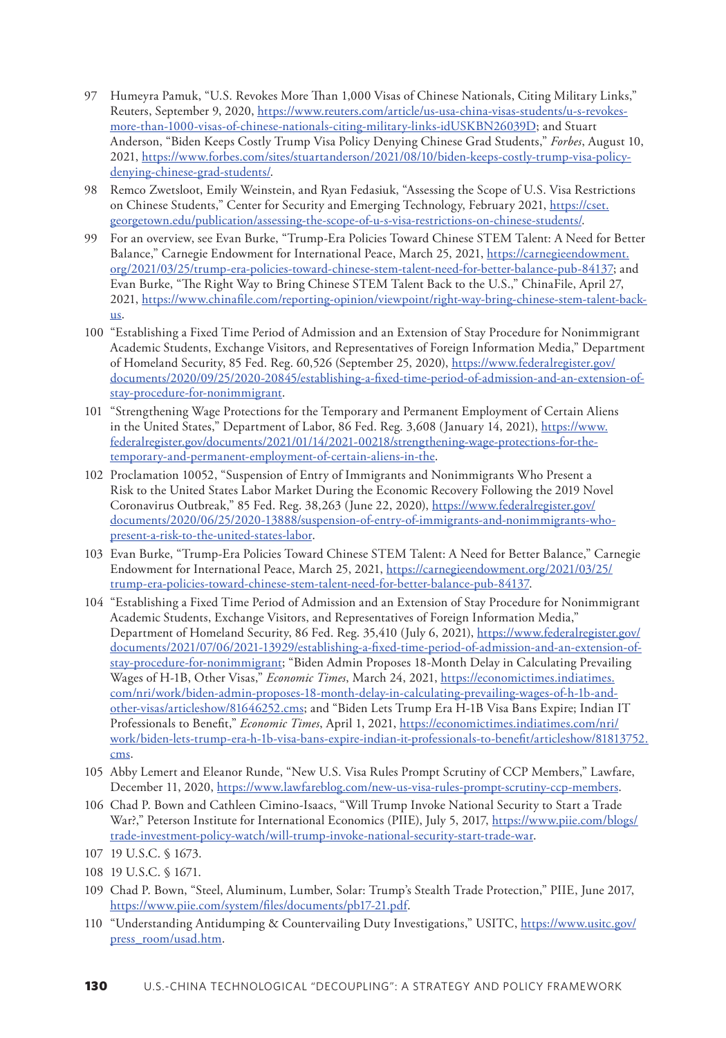97 Humeyra Pamuk, "U.S. Revokes More Than 1,000 Visas of Chinese Nationals, Citing Military Links," Reuters, September 9, 2020, https://www.reuters.com/article/us-usa-china-visas-students/u-s-revokes-more-than-1000-visas-of-chinese-nationals-citing-military-links-idUSKBN26039D; and Stuart Anderson, "Biden Keeps Costly Trump Visa Policy Denying Chinese Grad Students," *Forbes*, August 10, 2021, https://www.forbes.com/sites/stuartanderson/2021/08/10/biden-keeps-costly-trump-visa-policy-denying-chinese-grad-students/.

98 Remco Zwetsloot, Emily Weinstein, and Ryan Fedasiuk, "Assessing the Scope of U.S. Visa Restrictions on Chinese Students," Center for Security and Emerging Technology, February 2021, https://cset.georgetown.edu/publication/assessing-the-scope-of-u-s-visa-restrictions-on-chinese-students/.

99 For an overview, see Evan Burke, "Trump-Era Policies Toward Chinese STEM Talent: A Need for Better Balance," Carnegie Endowment for International Peace, March 25, 2021, https://carnegieendowment.org/2021/03/25/trump-era-policies-toward-chinese-stem-talent-need-for-better-balance-pub-84137; and Evan Burke, "The Right Way to Bring Chinese STEM Talent Back to the U.S.," ChinaFile, April 27, 2021, https://www.chinafile.com/reporting-opinion/viewpoint/right-way-bring-chinese-stem-talent-back-us.

100 "Establishing a Fixed Time Period of Admission and an Extension of Stay Procedure for Nonimmigrant Academic Students, Exchange Visitors, and Representatives of Foreign Information Media," Department of Homeland Security, 85 Fed. Reg. 60,526 (September 25, 2020), https://www.federalregister.gov/documents/2020/09/25/2020-20845/establishing-a-fixed-time-period-of-admission-and-an-extension-of-stay-procedure-for-nonimmigrant.

101 "Strengthening Wage Protections for the Temporary and Permanent Employment of Certain Aliens in the United States," Department of Labor, 86 Fed. Reg. 3,608 (January 14, 2021), https://www.federalregister.gov/documents/2021/01/14/2021-00218/strengthening-wage-protections-for-the-temporary-and-permanent-employment-of-certain-aliens-in-the.

102 Proclamation 10052, "Suspension of Entry of Immigrants and Nonimmigrants Who Present a Risk to the United States Labor Market During the Economic Recovery Following the 2019 Novel Coronavirus Outbreak," 85 Fed. Reg. 38,263 (June 22, 2020), https://www.federalregister.gov/documents/2020/06/25/2020-13888/suspension-of-entry-of-immigrants-and-nonimmigrants-who-present-a-risk-to-the-united-states-labor.

103 Evan Burke, "Trump-Era Policies Toward Chinese STEM Talent: A Need for Better Balance," Carnegie Endowment for International Peace, March 25, 2021, https://carnegieendowment.org/2021/03/25/trump-era-policies-toward-chinese-stem-talent-need-for-better-balance-pub-84137.

104 "Establishing a Fixed Time Period of Admission and an Extension of Stay Procedure for Nonimmigrant Academic Students, Exchange Visitors, and Representatives of Foreign Information Media," Department of Homeland Security, 86 Fed. Reg. 35,410 (July 6, 2021), https://www.federalregister.gov/documents/2021/07/06/2021-13929/establishing-a-fixed-time-period-of-admission-and-an-extension-of-stay-procedure-for-nonimmigrant; "Biden Admin Proposes 18-Month Delay in Calculating Prevailing Wages of H-1B, Other Visas," *Economic Times*, March 24, 2021, https://economictimes.indiatimes.com/nri/work/biden-admin-proposes-18-month-delay-in-calculating-prevailing-wages-of-h-1b-and-other-visas/articleshow/81646252.cms; and "Biden Lets Trump Era H-1B Visa Bans Expire; Indian IT Professionals to Benefit," *Economic Times*, April 1, 2021, https://economictimes.indiatimes.com/nri/work/biden-lets-trump-era-h-1b-visa-bans-expire-indian-it-professionals-to-benefit/articleshow/81813752.cms.

105 Abby Lemert and Eleanor Runde, "New U.S. Visa Rules Prompt Scrutiny of CCP Members," Lawfare, December 11, 2020, https://www.lawfareblog.com/new-us-visa-rules-prompt-scrutiny-ccp-members.

106 Chad P. Bown and Cathleen Cimino-Isaacs, "Will Trump Invoke National Security to Start a Trade War?," Peterson Institute for International Economics (PIIE), July 5, 2017, https://www.piie.com/blogs/trade-investment-policy-watch/will-trump-invoke-national-security-start-trade-war.

107 19 U.S.C. § 1673.

108 19 U.S.C. § 1671.

109 Chad P. Bown, "Steel, Aluminum, Lumber, Solar: Trump's Stealth Trade Protection," PIIE, June 2017, https://www.piie.com/system/files/documents/pb17-21.pdf.

110 "Understanding Antidumping & Countervailing Duty Investigations," USITC, https://www.usitc.gov/press_room/usad.htm.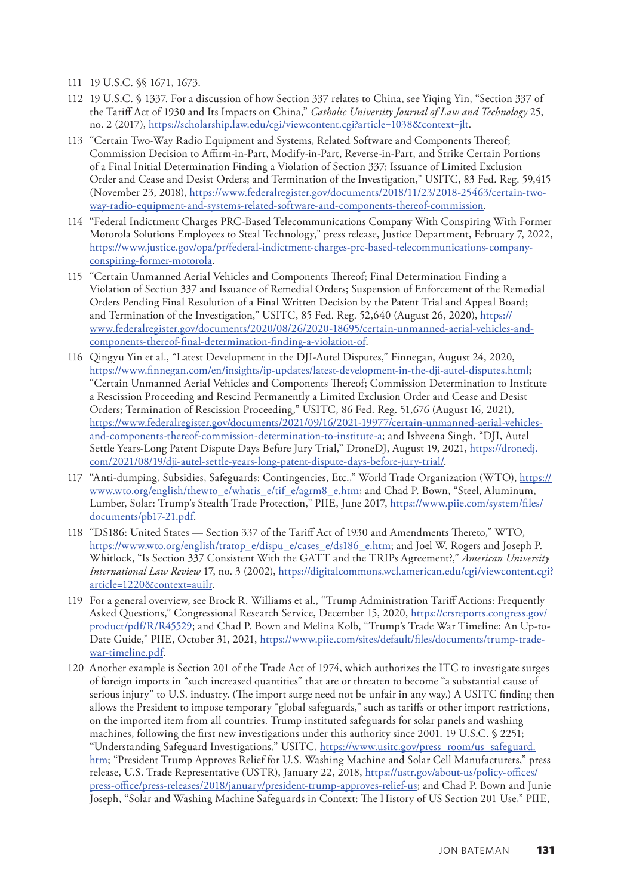111 19 U.S.C. §§ 1671, 1673.

112 19 U.S.C. § 1337. For a discussion of how Section 337 relates to China, see Yiqing Yin, "Section 337 of the Tariff Act of 1930 and Its Impacts on China," *Catholic University Journal of Law and Technology* 25, no. 2 (2017), https://scholarship.law.edu/cgi/viewcontent.cgi?article=1038&context=jlt.

113 "Certain Two-Way Radio Equipment and Systems, Related Software and Components Thereof; Commission Decision to Affirm-in-Part, Modify-in-Part, Reverse-in-Part, and Strike Certain Portions of a Final Initial Determination Finding a Violation of Section 337; Issuance of Limited Exclusion Order and Cease and Desist Orders; and Termination of the Investigation," USITC, 83 Fed. Reg. 59,415 (November 23, 2018), https://www.federalregister.gov/documents/2018/11/23/2018-25463/certain-two-way-radio-equipment-and-systems-related-software-and-components-thereof-commission.

114 "Federal Indictment Charges PRC-Based Telecommunications Company With Conspiring With Former Motorola Solutions Employees to Steal Technology," press release, Justice Department, February 7, 2022, https://www.justice.gov/opa/pr/federal-indictment-charges-prc-based-telecommunications-company-conspiring-former-motorola.

115 "Certain Unmanned Aerial Vehicles and Components Thereof; Final Determination Finding a Violation of Section 337 and Issuance of Remedial Orders; Suspension of Enforcement of the Remedial Orders Pending Final Resolution of a Final Written Decision by the Patent Trial and Appeal Board; and Termination of the Investigation," USITC, 85 Fed. Reg. 52,640 (August 26, 2020), https://www.federalregister.gov/documents/2020/08/26/2020-18695/certain-unmanned-aerial-vehicles-and-components-thereof-final-determination-finding-a-violation-of.

116 Qingyu Yin et al., "Latest Development in the DJI-Autel Disputes," Finnegan, August 24, 2020, https://www.finnegan.com/en/insights/ip-updates/latest-development-in-the-dji-autel-disputes.html; "Certain Unmanned Aerial Vehicles and Components Thereof; Commission Determination to Institute a Rescission Proceeding and Rescind Permanently a Limited Exclusion Order and Cease and Desist Orders; Termination of Rescission Proceeding," USITC, 86 Fed. Reg. 51,676 (August 16, 2021), https://www.federalregister.gov/documents/2021/09/16/2021-19977/certain-unmanned-aerial-vehicles-and-components-thereof-commission-determination-to-institute-a; and Ishveena Singh, "DJI, Autel Settle Years-Long Patent Dispute Days Before Jury Trial," DroneDJ, August 19, 2021, https://dronedj.com/2021/08/19/dji-autel-settle-years-long-patent-dispute-days-before-jury-trial/.

117 "Anti-dumping, Subsidies, Safeguards: Contingencies, Etc.," World Trade Organization (WTO), https://www.wto.org/english/thewto_e/whatis_e/tif_e/agrm8_e.htm; and Chad P. Bown, "Steel, Aluminum, Lumber, Solar: Trump's Stealth Trade Protection," PIIE, June 2017, https://www.piie.com/system/files/documents/pb17-21.pdf.

118 "DS186: United States — Section 337 of the Tariff Act of 1930 and Amendments Thereto," WTO, https://www.wto.org/english/tratop_e/dispu_e/cases_e/ds186_e.htm; and Joel W. Rogers and Joseph P. Whitlock, "Is Section 337 Consistent With the GATT and the TRIPs Agreement?," *American University International Law Review* 17, no. 3 (2002), https://digitalcommons.wcl.american.edu/cgi/viewcontent.cgi?article=1220&context=auilr.

119 For a general overview, see Brock R. Williams et al., "Trump Administration Tariff Actions: Frequently Asked Questions," Congressional Research Service, December 15, 2020, https://crsreports.congress.gov/product/pdf/R/R45529; and Chad P. Bown and Melina Kolb, "Trump's Trade War Timeline: An Up-to-Date Guide," PIIE, October 31, 2021, https://www.piie.com/sites/default/files/documents/trump-trade-war-timeline.pdf.

120 Another example is Section 201 of the Trade Act of 1974, which authorizes the ITC to investigate surges of foreign imports in "such increased quantities" that are or threaten to become "a substantial cause of serious injury" to U.S. industry. (The import surge need not be unfair in any way.) A USITC finding then allows the President to impose temporary "global safeguards," such as tariffs or other import restrictions, on the imported item from all countries. Trump instituted safeguards for solar panels and washing machines, following the first new investigations under this authority since 2001. 19 U.S.C. § 2251; "Understanding Safeguard Investigations," USITC, https://www.usitc.gov/press_room/us_safeguard.htm; "President Trump Approves Relief for U.S. Washing Machine and Solar Cell Manufacturers," press release, U.S. Trade Representative (USTR), January 22, 2018, https://ustr.gov/about-us/policy-offices/press-office/press-releases/2018/january/president-trump-approves-relief-us; and Chad P. Bown and Junie Joseph, "Solar and Washing Machine Safeguards in Context: The History of US Section 201 Use," PIIE,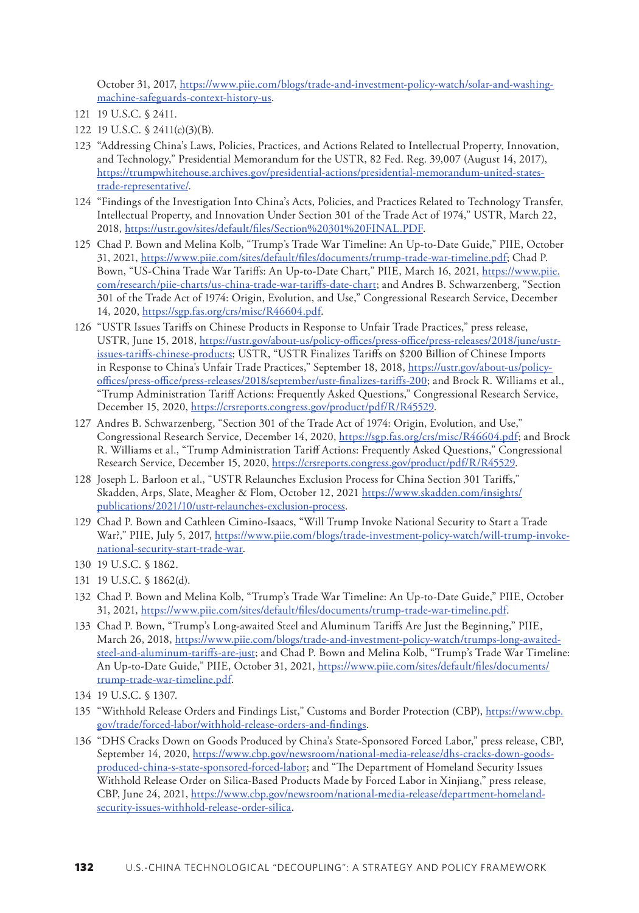October 31, 2017, https://www.piie.com/blogs/trade-and-investment-policy-watch/solar-and-washing-machine-safeguards-context-history-us.

121 19 U.S.C. § 2411.

122 19 U.S.C. § 2411(c)(3)(B).

123 "Addressing China's Laws, Policies, Practices, and Actions Related to Intellectual Property, Innovation, and Technology," Presidential Memorandum for the USTR, 82 Fed. Reg. 39,007 (August 14, 2017), https://trumpwhitehouse.archives.gov/presidential-actions/presidential-memorandum-united-states-trade-representative/.

124 "Findings of the Investigation Into China's Acts, Policies, and Practices Related to Technology Transfer, Intellectual Property, and Innovation Under Section 301 of the Trade Act of 1974," USTR, March 22, 2018, https://ustr.gov/sites/default/files/Section%20301%20FINAL.PDF.

125 Chad P. Bown and Melina Kolb, "Trump's Trade War Timeline: An Up-to-Date Guide," PIIE, October 31, 2021, https://www.piie.com/sites/default/files/documents/trump-trade-war-timeline.pdf; Chad P. Bown, "US-China Trade War Tariffs: An Up-to-Date Chart," PIIE, March 16, 2021, https://www.piie.com/research/piie-charts/us-china-trade-war-tariffs-date-chart; and Andres B. Schwarzenberg, "Section 301 of the Trade Act of 1974: Origin, Evolution, and Use," Congressional Research Service, December 14, 2020, https://sgp.fas.org/crs/misc/R46604.pdf.

126 "USTR Issues Tariffs on Chinese Products in Response to Unfair Trade Practices," press release, USTR, June 15, 2018, https://ustr.gov/about-us/policy-offices/press-office/press-releases/2018/june/ustr-issues-tariffs-chinese-products; USTR, "USTR Finalizes Tariffs on $200 Billion of Chinese Imports in Response to China's Unfair Trade Practices," September 18, 2018, https://ustr.gov/about-us/policy-offices/press-office/press-releases/2018/september/ustr-finalizes-tariffs-200; and Brock R. Williams et al., "Trump Administration Tariff Actions: Frequently Asked Questions," Congressional Research Service, December 15, 2020, https://crsreports.congress.gov/product/pdf/R/R45529.

127 Andres B. Schwarzenberg, "Section 301 of the Trade Act of 1974: Origin, Evolution, and Use," Congressional Research Service, December 14, 2020, https://sgp.fas.org/crs/misc/R46604.pdf; and Brock R. Williams et al., "Trump Administration Tariff Actions: Frequently Asked Questions," Congressional Research Service, December 15, 2020, https://crsreports.congress.gov/product/pdf/R/R45529.

128 Joseph L. Barloon et al., "USTR Relaunches Exclusion Process for China Section 301 Tariffs," Skadden, Arps, Slate, Meagher & Flom, October 12, 2021 https://www.skadden.com/insights/publications/2021/10/ustr-relaunches-exclusion-process.

129 Chad P. Bown and Cathleen Cimino-Isaacs, "Will Trump Invoke National Security to Start a Trade War?," PIIE, July 5, 2017, https://www.piie.com/blogs/trade-investment-policy-watch/will-trump-invoke-national-security-start-trade-war.

130 19 U.S.C. § 1862.

131 19 U.S.C. § 1862(d).

132 Chad P. Bown and Melina Kolb, "Trump's Trade War Timeline: An Up-to-Date Guide," PIIE, October 31, 2021, https://www.piie.com/sites/default/files/documents/trump-trade-war-timeline.pdf.

133 Chad P. Bown, "Trump's Long-awaited Steel and Aluminum Tariffs Are Just the Beginning," PIIE, March 26, 2018, https://www.piie.com/blogs/trade-and-investment-policy-watch/trumps-long-awaited-steel-and-aluminum-tariffs-are-just; and Chad P. Bown and Melina Kolb, "Trump's Trade War Timeline: An Up-to-Date Guide," PIIE, October 31, 2021, https://www.piie.com/sites/default/files/documents/trump-trade-war-timeline.pdf.

134 19 U.S.C. § 1307.

135 "Withhold Release Orders and Findings List," Customs and Border Protection (CBP), https://www.cbp.gov/trade/forced-labor/withhold-release-orders-and-findings.

136 "DHS Cracks Down on Goods Produced by China's State-Sponsored Forced Labor," press release, CBP, September 14, 2020, https://www.cbp.gov/newsroom/national-media-release/dhs-cracks-down-goods-produced-china-s-state-sponsored-forced-labor; and "The Department of Homeland Security Issues Withhold Release Order on Silica-Based Products Made by Forced Labor in Xinjiang," press release, CBP, June 24, 2021, https://www.cbp.gov/newsroom/national-media-release/department-homeland-security-issues-withhold-release-order-silica.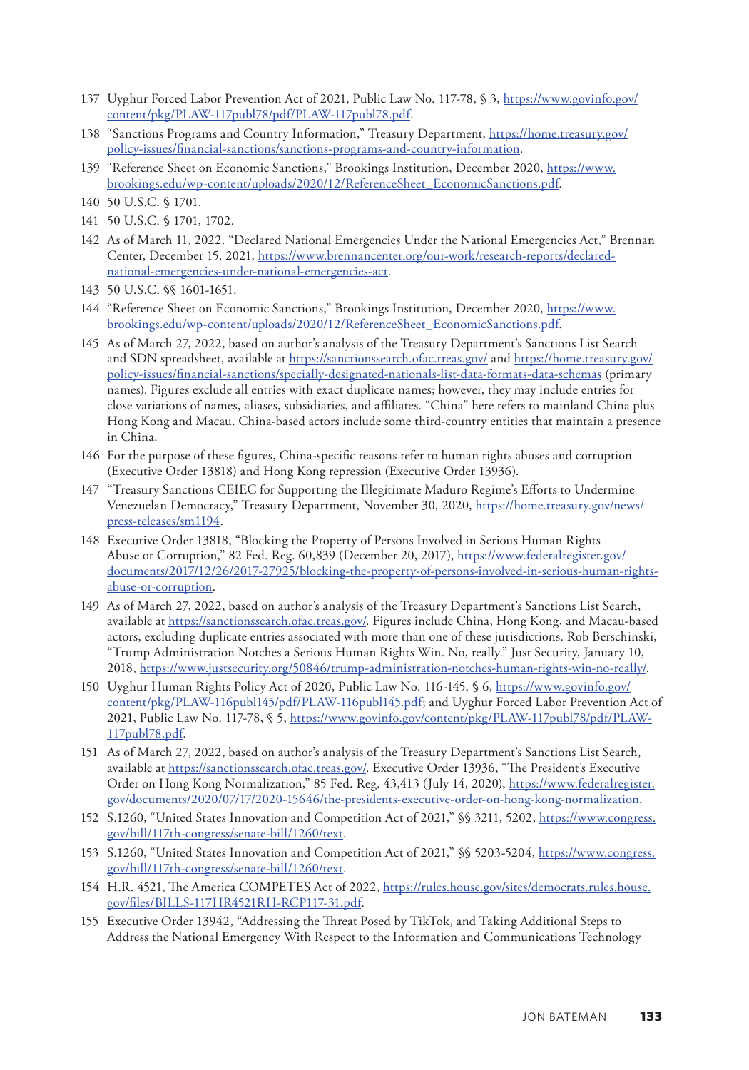137 Uyghur Forced Labor Prevention Act of 2021, Public Law No. 117-78, § 3, https://www.govinfo.gov/content/pkg/PLAW-117publ78/pdf/PLAW-117publ78.pdf.

138 "Sanctions Programs and Country Information," Treasury Department, https://home.treasury.gov/policy-issues/financial-sanctions/sanctions-programs-and-country-information.

139 "Reference Sheet on Economic Sanctions," Brookings Institution, December 2020, https://www.brookings.edu/wp-content/uploads/2020/12/ReferenceSheet_EconomicSanctions.pdf.

140 50 U.S.C. § 1701.

141 50 U.S.C. § 1701, 1702.

142 As of March 11, 2022. "Declared National Emergencies Under the National Emergencies Act," Brennan Center, December 15, 2021, https://www.brennancenter.org/our-work/research-reports/declared-national-emergencies-under-national-emergencies-act.

143 50 U.S.C. §§ 1601-1651.

144 "Reference Sheet on Economic Sanctions," Brookings Institution, December 2020, https://www.brookings.edu/wp-content/uploads/2020/12/ReferenceSheet_EconomicSanctions.pdf.

145 As of March 27, 2022, based on author's analysis of the Treasury Department's Sanctions List Search and SDN spreadsheet, available at https://sanctionssearch.ofac.treas.gov/ and https://home.treasury.gov/policy-issues/financial-sanctions/specially-designated-nationals-list-data-formats-data-schemas (primary names). Figures exclude all entries with exact duplicate names; however, they may include entries for close variations of names, aliases, subsidiaries, and affiliates. "China" here refers to mainland China plus Hong Kong and Macau. China-based actors include some third-country entities that maintain a presence in China.

146 For the purpose of these figures, China-specific reasons refer to human rights abuses and corruption (Executive Order 13818) and Hong Kong repression (Executive Order 13936).

147 "Treasury Sanctions CEIEC for Supporting the Illegitimate Maduro Regime's Efforts to Undermine Venezuelan Democracy," Treasury Department, November 30, 2020, https://home.treasury.gov/news/press-releases/sm1194.

148 Executive Order 13818, "Blocking the Property of Persons Involved in Serious Human Rights Abuse or Corruption," 82 Fed. Reg. 60,839 (December 20, 2017), https://www.federalregister.gov/documents/2017/12/26/2017-27925/blocking-the-property-of-persons-involved-in-serious-human-rights-abuse-or-corruption.

149 As of March 27, 2022, based on author's analysis of the Treasury Department's Sanctions List Search, available at https://sanctionssearch.ofac.treas.gov/. Figures include China, Hong Kong, and Macau-based actors, excluding duplicate entries associated with more than one of these jurisdictions. Rob Berschinski, "Trump Administration Notches a Serious Human Rights Win. No, really." Just Security, January 10, 2018, https://www.justsecurity.org/50846/trump-administration-notches-human-rights-win-no-really/.

150 Uyghur Human Rights Policy Act of 2020, Public Law No. 116-145, § 6, https://www.govinfo.gov/content/pkg/PLAW-116publ145/pdf/PLAW-116publ145.pdf; and Uyghur Forced Labor Prevention Act of 2021, Public Law No. 117-78, § 5, https://www.govinfo.gov/content/pkg/PLAW-117publ78/pdf/PLAW-117publ78.pdf.

151 As of March 27, 2022, based on author's analysis of the Treasury Department's Sanctions List Search, available at https://sanctionssearch.ofac.treas.gov/. Executive Order 13936, "The President's Executive Order on Hong Kong Normalization," 85 Fed. Reg. 43,413 (July 14, 2020), https://www.federalregister.gov/documents/2020/07/17/2020-15646/the-presidents-executive-order-on-hong-kong-normalization.

152 S.1260, "United States Innovation and Competition Act of 2021," §§ 3211, 5202, https://www.congress.gov/bill/117th-congress/senate-bill/1260/text.

153 S.1260, "United States Innovation and Competition Act of 2021," §§ 5203-5204, https://www.congress.gov/bill/117th-congress/senate-bill/1260/text.

154 H.R. 4521, The America COMPETES Act of 2022, https://rules.house.gov/sites/democrats.rules.house.gov/files/BILLS-117HR4521RH-RCP117-31.pdf.

155 Executive Order 13942, "Addressing the Threat Posed by TikTok, and Taking Additional Steps to Address the National Emergency With Respect to the Information and Communications Technology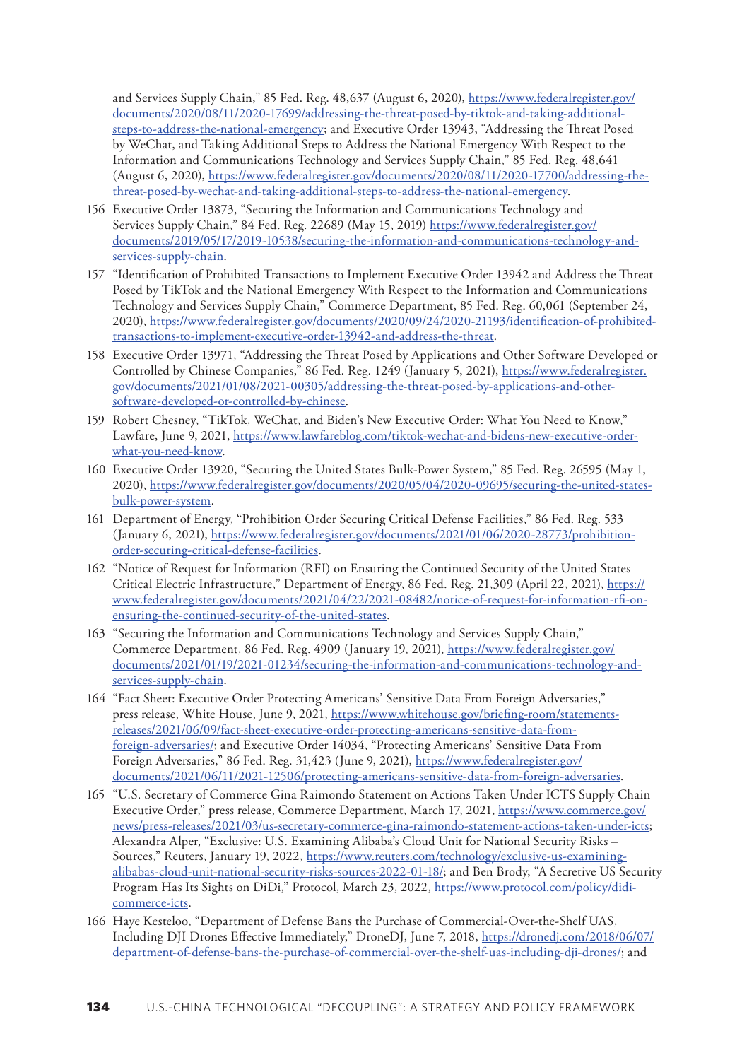and Services Supply Chain," 85 Fed. Reg. 48,637 (August 6, 2020), https://www.federalregister.gov/documents/2020/08/11/2020-17699/addressing-the-threat-posed-by-tiktok-and-taking-additional-steps-to-address-the-national-emergency; and Executive Order 13943, "Addressing the Threat Posed by WeChat, and Taking Additional Steps to Address the National Emergency With Respect to the Information and Communications Technology and Services Supply Chain," 85 Fed. Reg. 48,641 (August 6, 2020), https://www.federalregister.gov/documents/2020/08/11/2020-17700/addressing-the-threat-posed-by-wechat-and-taking-additional-steps-to-address-the-national-emergency.

156 Executive Order 13873, "Securing the Information and Communications Technology and Services Supply Chain," 84 Fed. Reg. 22689 (May 15, 2019) https://www.federalregister.gov/documents/2019/05/17/2019-10538/securing-the-information-and-communications-technology-and-services-supply-chain.

157 "Identification of Prohibited Transactions to Implement Executive Order 13942 and Address the Threat Posed by TikTok and the National Emergency With Respect to the Information and Communications Technology and Services Supply Chain," Commerce Department, 85 Fed. Reg. 60,061 (September 24, 2020), https://www.federalregister.gov/documents/2020/09/24/2020-21193/identification-of-prohibited-transactions-to-implement-executive-order-13942-and-address-the-threat.

158 Executive Order 13971, "Addressing the Threat Posed by Applications and Other Software Developed or Controlled by Chinese Companies," 86 Fed. Reg. 1249 (January 5, 2021), https://www.federalregister.gov/documents/2021/01/08/2021-00305/addressing-the-threat-posed-by-applications-and-other-software-developed-or-controlled-by-chinese.

159 Robert Chesney, "TikTok, WeChat, and Biden's New Executive Order: What You Need to Know," Lawfare, June 9, 2021, https://www.lawfareblog.com/tiktok-wechat-and-bidens-new-executive-order-what-you-need-know.

160 Executive Order 13920, "Securing the United States Bulk-Power System," 85 Fed. Reg. 26595 (May 1, 2020), https://www.federalregister.gov/documents/2020/05/04/2020-09695/securing-the-united-states-bulk-power-system.

161 Department of Energy, "Prohibition Order Securing Critical Defense Facilities," 86 Fed. Reg. 533 (January 6, 2021), https://www.federalregister.gov/documents/2021/01/06/2020-28773/prohibition-order-securing-critical-defense-facilities.

162 "Notice of Request for Information (RFI) on Ensuring the Continued Security of the United States Critical Electric Infrastructure," Department of Energy, 86 Fed. Reg. 21,309 (April 22, 2021), https://www.federalregister.gov/documents/2021/04/22/2021-08482/notice-of-request-for-information-rfi-on-ensuring-the-continued-security-of-the-united-states.

163 "Securing the Information and Communications Technology and Services Supply Chain," Commerce Department, 86 Fed. Reg. 4909 (January 19, 2021), https://www.federalregister.gov/documents/2021/01/19/2021-01234/securing-the-information-and-communications-technology-and-services-supply-chain.

164 "Fact Sheet: Executive Order Protecting Americans' Sensitive Data From Foreign Adversaries," press release, White House, June 9, 2021, https://www.whitehouse.gov/briefing-room/statements-releases/2021/06/09/fact-sheet-executive-order-protecting-americans-sensitive-data-from-foreign-adversaries/; and Executive Order 14034, "Protecting Americans' Sensitive Data From Foreign Adversaries," 86 Fed. Reg. 31,423 (June 9, 2021), https://www.federalregister.gov/documents/2021/06/11/2021-12506/protecting-americans-sensitive-data-from-foreign-adversaries.

165 "U.S. Secretary of Commerce Gina Raimondo Statement on Actions Taken Under ICTS Supply Chain Executive Order," press release, Commerce Department, March 17, 2021, https://www.commerce.gov/news/press-releases/2021/03/us-secretary-commerce-gina-raimondo-statement-actions-taken-under-icts; Alexandra Alper, "Exclusive: U.S. Examining Alibaba's Cloud Unit for National Security Risks – Sources," Reuters, January 19, 2022, https://www.reuters.com/technology/exclusive-us-examining-alibabas-cloud-unit-national-security-risks-sources-2022-01-18/; and Ben Brody, "A Secretive US Security Program Has Its Sights on DiDi," Protocol, March 23, 2022, https://www.protocol.com/policy/didi-commerce-icts.

166 Haye Kesteloo, "Department of Defense Bans the Purchase of Commercial-Over-the-Shelf UAS, Including DJI Drones Effective Immediately," DroneDJ, June 7, 2018, https://dronedj.com/2018/06/07/department-of-defense-bans-the-purchase-of-commercial-over-the-shelf-uas-including-dji-drones/; and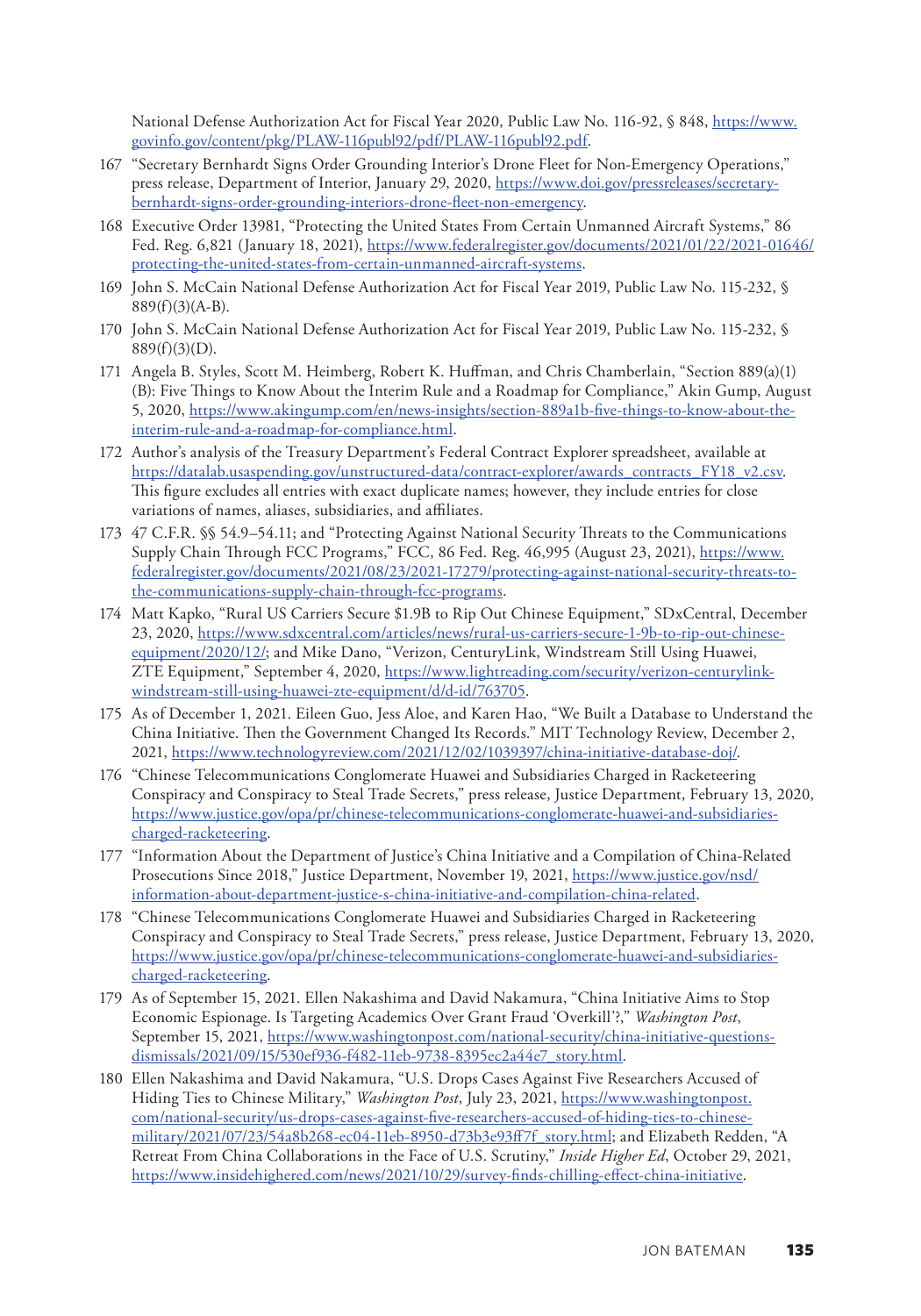National Defense Authorization Act for Fiscal Year 2020, Public Law No. 116-92, § 848, https://www.govinfo.gov/content/pkg/PLAW-116publ92/pdf/PLAW-116publ92.pdf.

167 "Secretary Bernhardt Signs Order Grounding Interior's Drone Fleet for Non-Emergency Operations," press release, Department of Interior, January 29, 2020, https://www.doi.gov/pressreleases/secretary-bernhardt-signs-order-grounding-interiors-drone-fleet-non-emergency.

168 Executive Order 13981, "Protecting the United States From Certain Unmanned Aircraft Systems," 86 Fed. Reg. 6,821 (January 18, 2021), https://www.federalregister.gov/documents/2021/01/22/2021-01646/protecting-the-united-states-from-certain-unmanned-aircraft-systems.

169 John S. McCain National Defense Authorization Act for Fiscal Year 2019, Public Law No. 115-232, § 889(f)(3)(A-B).

170 John S. McCain National Defense Authorization Act for Fiscal Year 2019, Public Law No. 115-232, § 889(f)(3)(D).

171 Angela B. Styles, Scott M. Heimberg, Robert K. Huffman, and Chris Chamberlain, "Section 889(a)(1)(B): Five Things to Know About the Interim Rule and a Roadmap for Compliance," Akin Gump, August 5, 2020, https://www.akingump.com/en/news-insights/section-889a1b-five-things-to-know-about-the-interim-rule-and-a-roadmap-for-compliance.html.

172 Author's analysis of the Treasury Department's Federal Contract Explorer spreadsheet, available at https://datalab.usaspending.gov/unstructured-data/contract-explorer/awards_contracts_FY18_v2.csv. This figure excludes all entries with exact duplicate names; however, they include entries for close variations of names, aliases, subsidiaries, and affiliates.

173 47 C.F.R. §§ 54.9–54.11; and "Protecting Against National Security Threats to the Communications Supply Chain Through FCC Programs," FCC, 86 Fed. Reg. 46,995 (August 23, 2021), https://www.federalregister.gov/documents/2021/08/23/2021-17279/protecting-against-national-security-threats-to-the-communications-supply-chain-through-fcc-programs.

174 Matt Kapko, "Rural US Carriers Secure $1.9B to Rip Out Chinese Equipment," SDxCentral, December 23, 2020, https://www.sdxcentral.com/articles/news/rural-us-carriers-secure-1-9b-to-rip-out-chinese-equipment/2020/12/; and Mike Dano, "Verizon, CenturyLink, Windstream Still Using Huawei, ZTE Equipment," September 4, 2020, https://www.lightreading.com/security/verizon-centurylink-windstream-still-using-huawei-zte-equipment/d/d-id/763705.

175 As of December 1, 2021. Eileen Guo, Jess Aloe, and Karen Hao, "We Built a Database to Understand the China Initiative. Then the Government Changed Its Records." MIT Technology Review, December 2, 2021, https://www.technologyreview.com/2021/12/02/1039397/china-initiative-database-doj/.

176 "Chinese Telecommunications Conglomerate Huawei and Subsidiaries Charged in Racketeering Conspiracy and Conspiracy to Steal Trade Secrets," press release, Justice Department, February 13, 2020, https://www.justice.gov/opa/pr/chinese-telecommunications-conglomerate-huawei-and-subsidiaries-charged-racketeering.

177 "Information About the Department of Justice's China Initiative and a Compilation of China-Related Prosecutions Since 2018," Justice Department, November 19, 2021, https://www.justice.gov/nsd/information-about-department-justice-s-china-initiative-and-compilation-china-related.

178 "Chinese Telecommunications Conglomerate Huawei and Subsidiaries Charged in Racketeering Conspiracy and Conspiracy to Steal Trade Secrets," press release, Justice Department, February 13, 2020, https://www.justice.gov/opa/pr/chinese-telecommunications-conglomerate-huawei-and-subsidiaries-charged-racketeering.

179 As of September 15, 2021. Ellen Nakashima and David Nakamura, "China Initiative Aims to Stop Economic Espionage. Is Targeting Academics Over Grant Fraud 'Overkill'?," *Washington Post*, September 15, 2021, https://www.washingtonpost.com/national-security/china-initiative-questions-dismissals/2021/09/15/530ef936-f482-11eb-9738-8395ec2a44e7_story.html.

180 Ellen Nakashima and David Nakamura, "U.S. Drops Cases Against Five Researchers Accused of Hiding Ties to Chinese Military," *Washington Post*, July 23, 2021, https://www.washingtonpost.com/national-security/us-drops-cases-against-five-researchers-accused-of-hiding-ties-to-chinese-military/2021/07/23/54a8b268-ec04-11eb-8950-d73b3e93ff7f_story.html; and Elizabeth Redden, "A Retreat From China Collaborations in the Face of U.S. Scrutiny," *Inside Higher Ed*, October 29, 2021, https://www.insidehighered.com/news/2021/10/29/survey-finds-chilling-effect-china-initiative.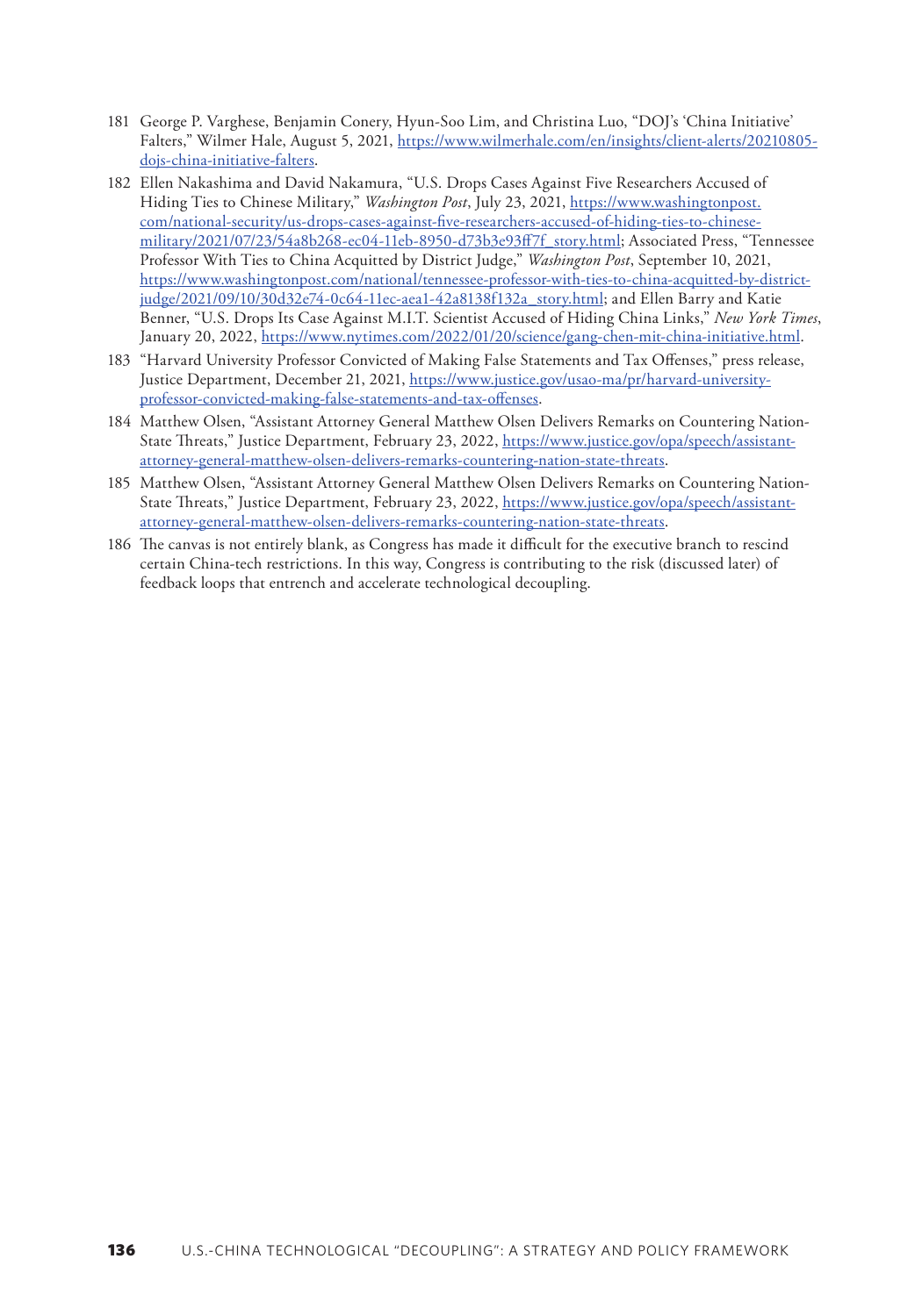181 George P. Varghese, Benjamin Conery, Hyun-Soo Lim, and Christina Luo, "DOJ's 'China Initiative' Falters," Wilmer Hale, August 5, 2021, https://www.wilmerhale.com/en/insights/client-alerts/20210805-dojs-china-initiative-falters.

182 Ellen Nakashima and David Nakamura, "U.S. Drops Cases Against Five Researchers Accused of Hiding Ties to Chinese Military," *Washington Post*, July 23, 2021, https://www.washingtonpost.com/national-security/us-drops-cases-against-five-researchers-accused-of-hiding-ties-to-chinese-military/2021/07/23/54a8b268-ec04-11eb-8950-d73b3e93ff7f_story.html; Associated Press, "Tennessee Professor With Ties to China Acquitted by District Judge," *Washington Post*, September 10, 2021, https://www.washingtonpost.com/national/tennessee-professor-with-ties-to-china-acquitted-by-district-judge/2021/09/10/30d32e74-0c64-11ec-aea1-42a8138f132a_story.html; and Ellen Barry and Katie Benner, "U.S. Drops Its Case Against M.I.T. Scientist Accused of Hiding China Links," *New York Times*, January 20, 2022, https://www.nytimes.com/2022/01/20/science/gang-chen-mit-china-initiative.html.

183 "Harvard University Professor Convicted of Making False Statements and Tax Offenses," press release, Justice Department, December 21, 2021, https://www.justice.gov/usao-ma/pr/harvard-university-professor-convicted-making-false-statements-and-tax-offenses.

184 Matthew Olsen, "Assistant Attorney General Matthew Olsen Delivers Remarks on Countering Nation-State Threats," Justice Department, February 23, 2022, https://www.justice.gov/opa/speech/assistant-attorney-general-matthew-olsen-delivers-remarks-countering-nation-state-threats.

185 Matthew Olsen, "Assistant Attorney General Matthew Olsen Delivers Remarks on Countering Nation-State Threats," Justice Department, February 23, 2022, https://www.justice.gov/opa/speech/assistant-attorney-general-matthew-olsen-delivers-remarks-countering-nation-state-threats.

186 The canvas is not entirely blank, as Congress has made it difficult for the executive branch to rescind certain China-tech restrictions. In this way, Congress is contributing to the risk (discussed later) of feedback loops that entrench and accelerate technological decoupling.